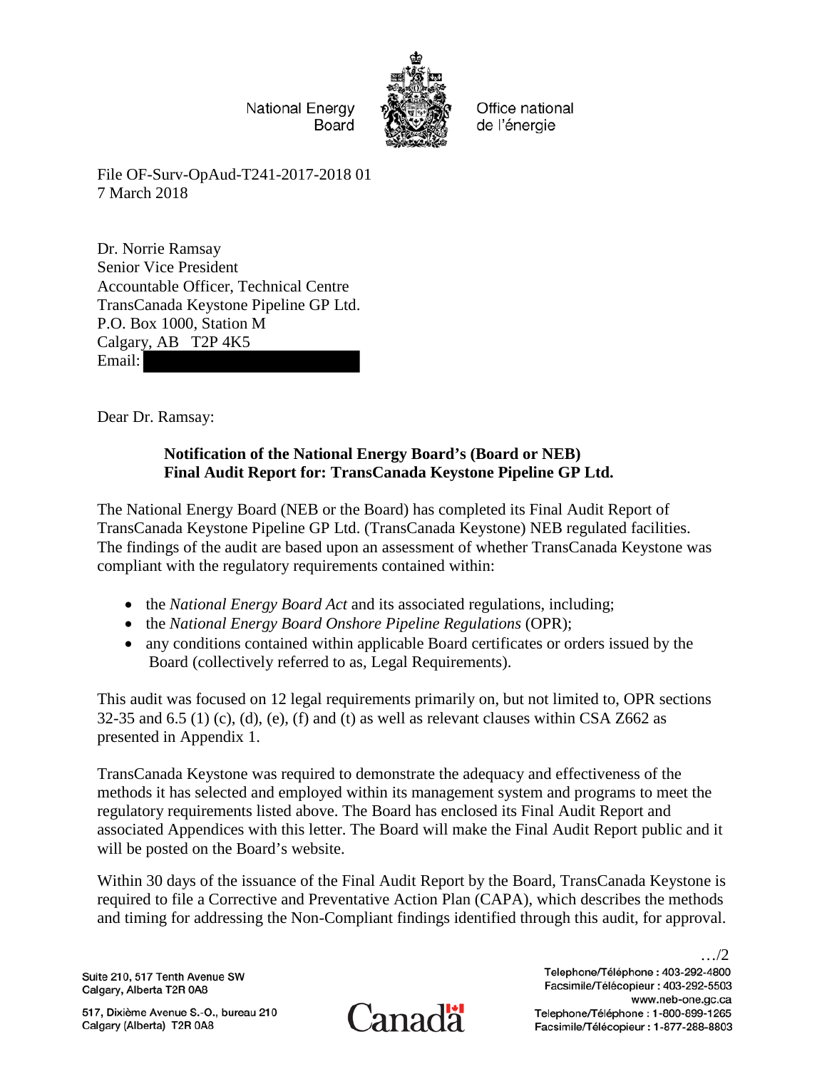National Energy Board

Office national de l'énergie

File OF-Surv-OpAud-T241-2017-2018 01
7 March 2018

Dr. Norrie Ramsay
Senior Vice President
Accountable Officer, Technical Centre
TransCanada Keystone Pipeline GP Ltd.
P.O. Box 1000, Station M
Calgary, AB T2P 4K5
Email:

Dear Dr. Ramsay:

**Notification of the National Energy Board's (Board or NEB) Final Audit Report for: TransCanada Keystone Pipeline GP Ltd.**

The National Energy Board (NEB or the Board) has completed its Final Audit Report of TransCanada Keystone Pipeline GP Ltd. (TransCanada Keystone) NEB regulated facilities. The findings of the audit are based upon an assessment of whether TransCanada Keystone was compliant with the regulatory requirements contained within:

- the *National Energy Board Act* and its associated regulations, including;
- the *National Energy Board Onshore Pipeline Regulations* (OPR);
- any conditions contained within applicable Board certificates or orders issued by the Board (collectively referred to as, Legal Requirements).

This audit was focused on 12 legal requirements primarily on, but not limited to, OPR sections 32-35 and 6.5 (1) (c), (d), (e), (f) and (t) as well as relevant clauses within CSA Z662 as presented in Appendix 1.

TransCanada Keystone was required to demonstrate the adequacy and effectiveness of the methods it has selected and employed within its management system and programs to meet the regulatory requirements listed above. The Board has enclosed its Final Audit Report and associated Appendices with this letter. The Board will make the Final Audit Report public and it will be posted on the Board's website.

Within 30 days of the issuance of the Final Audit Report by the Board, TransCanada Keystone is required to file a Corrective and Preventative Action Plan (CAPA), which describes the methods and timing for addressing the Non-Compliant findings identified through this audit, for approval.

…/2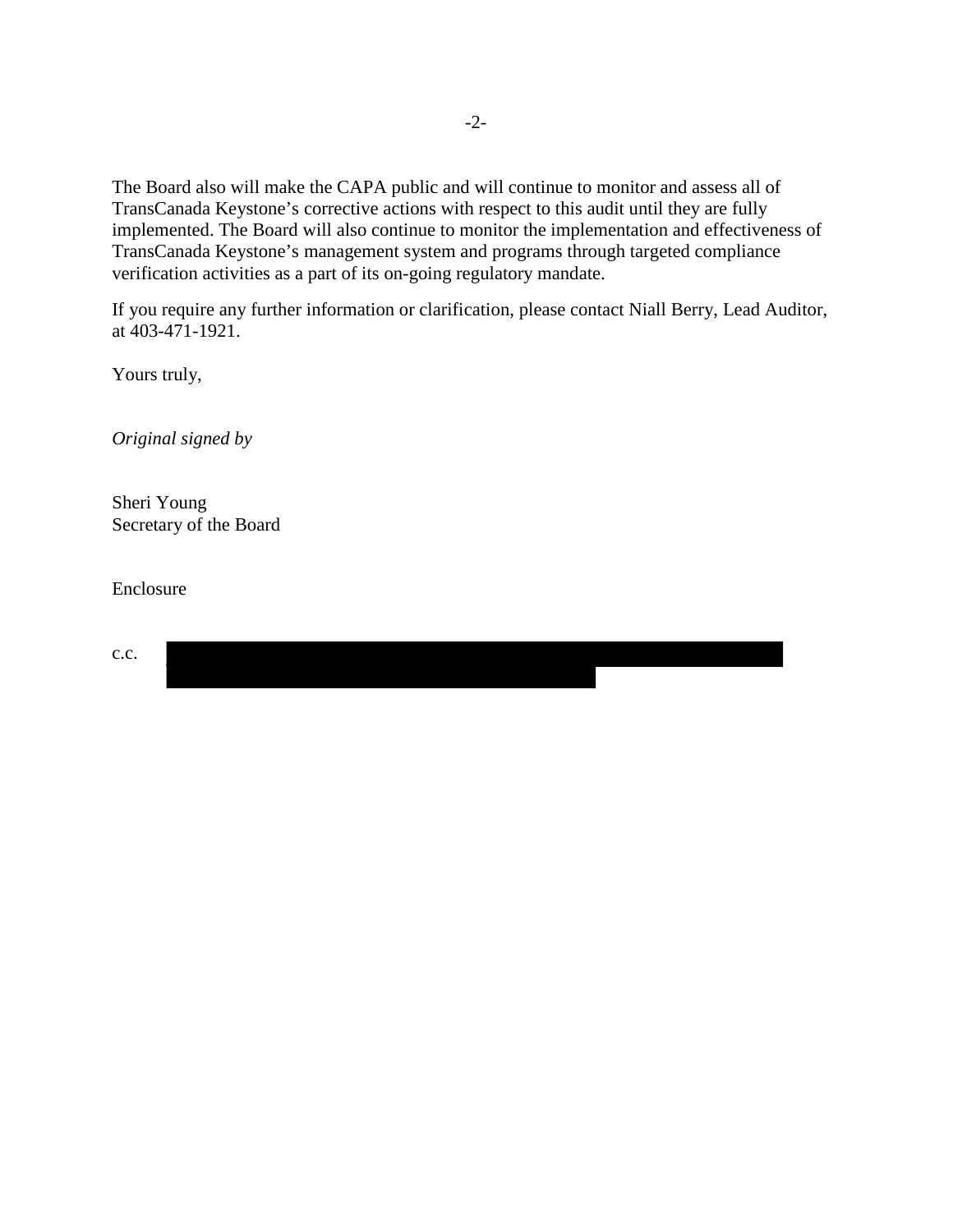The Board also will make the CAPA public and will continue to monitor and assess all of TransCanada Keystone's corrective actions with respect to this audit until they are fully implemented. The Board will also continue to monitor the implementation and effectiveness of TransCanada Keystone's management system and programs through targeted compliance verification activities as a part of its on-going regulatory mandate.

If you require any further information or clarification, please contact Niall Berry, Lead Auditor, at 403-471-1921.

Yours truly,

*Original signed by*

Sheri Young
Secretary of the Board

Enclosure

c.c.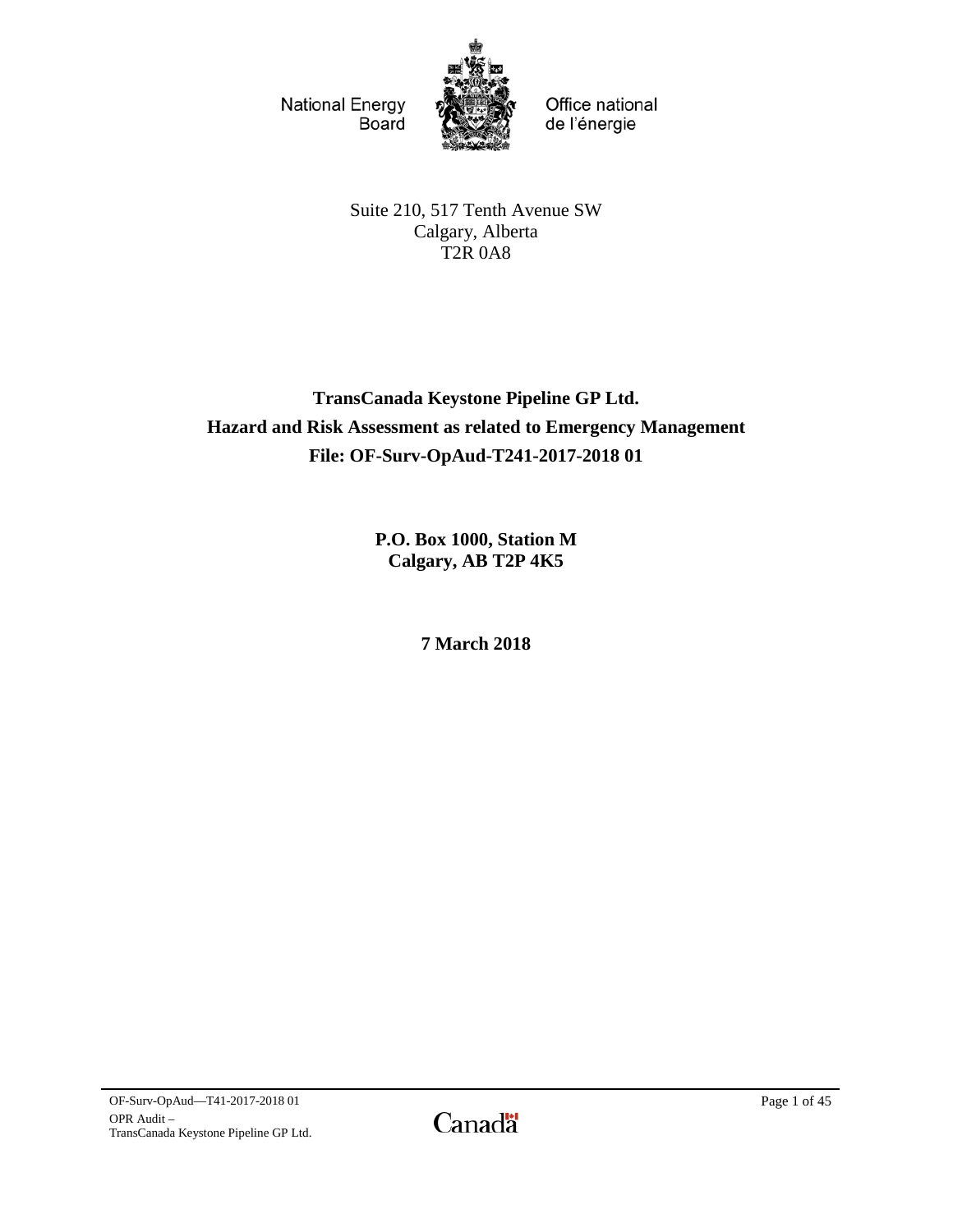National Energy Board

Office national de l'énergie

Suite 210, 517 Tenth Avenue SW
Calgary, Alberta
T2R 0A8

# TransCanada Keystone Pipeline GP Ltd.
# Hazard and Risk Assessment as related to Emergency Management
# File: OF-Surv-OpAud-T241-2017-2018 01

**P.O. Box 1000, Station M**
**Calgary, AB T2P 4K5**

**7 March 2018**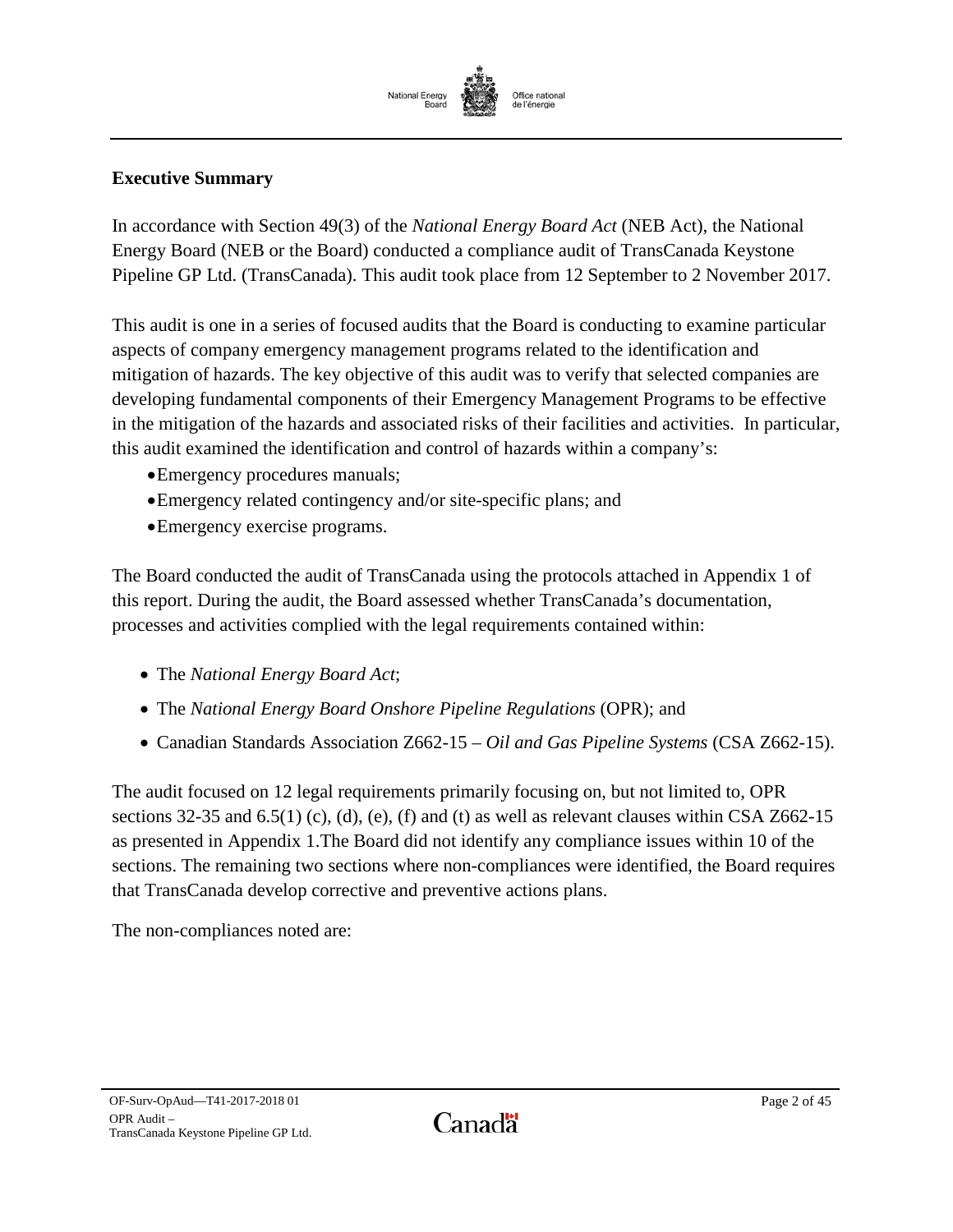## Executive Summary

In accordance with Section 49(3) of the *National Energy Board Act* (NEB Act), the National Energy Board (NEB or the Board) conducted a compliance audit of TransCanada Keystone Pipeline GP Ltd. (TransCanada). This audit took place from 12 September to 2 November 2017.

This audit is one in a series of focused audits that the Board is conducting to examine particular aspects of company emergency management programs related to the identification and mitigation of hazards. The key objective of this audit was to verify that selected companies are developing fundamental components of their Emergency Management Programs to be effective in the mitigation of the hazards and associated risks of their facilities and activities. In particular, this audit examined the identification and control of hazards within a company's:

- Emergency procedures manuals;
- Emergency related contingency and/or site-specific plans; and
- Emergency exercise programs.

The Board conducted the audit of TransCanada using the protocols attached in Appendix 1 of this report. During the audit, the Board assessed whether TransCanada's documentation, processes and activities complied with the legal requirements contained within:

- The *National Energy Board Act*;
- The *National Energy Board Onshore Pipeline Regulations* (OPR); and
- Canadian Standards Association Z662-15 – *Oil and Gas Pipeline Systems* (CSA Z662-15).

The audit focused on 12 legal requirements primarily focusing on, but not limited to, OPR sections 32-35 and 6.5(1) (c), (d), (e), (f) and (t) as well as relevant clauses within CSA Z662-15 as presented in Appendix 1.The Board did not identify any compliance issues within 10 of the sections. The remaining two sections where non-compliances were identified, the Board requires that TransCanada develop corrective and preventive actions plans.

The non-compliances noted are: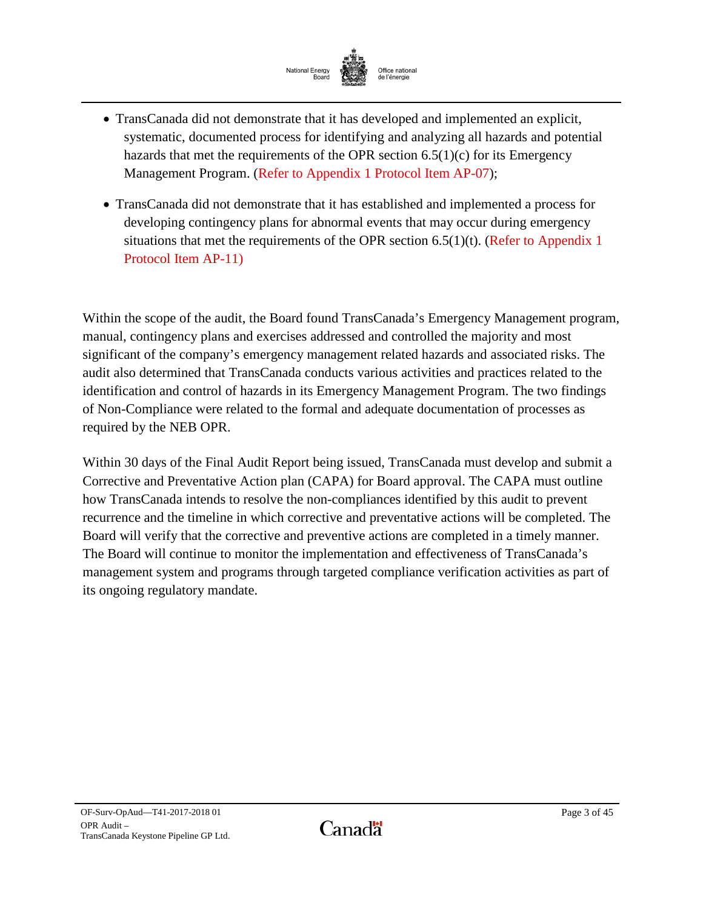- TransCanada did not demonstrate that it has developed and implemented an explicit, systematic, documented process for identifying and analyzing all hazards and potential hazards that met the requirements of the OPR section 6.5(1)(c) for its Emergency Management Program. (Refer to Appendix 1 Protocol Item AP-07);
- TransCanada did not demonstrate that it has established and implemented a process for developing contingency plans for abnormal events that may occur during emergency situations that met the requirements of the OPR section 6.5(1)(t). (Refer to Appendix 1 Protocol Item AP-11)

Within the scope of the audit, the Board found TransCanada's Emergency Management program, manual, contingency plans and exercises addressed and controlled the majority and most significant of the company's emergency management related hazards and associated risks. The audit also determined that TransCanada conducts various activities and practices related to the identification and control of hazards in its Emergency Management Program. The two findings of Non-Compliance were related to the formal and adequate documentation of processes as required by the NEB OPR.

Within 30 days of the Final Audit Report being issued, TransCanada must develop and submit a Corrective and Preventative Action plan (CAPA) for Board approval. The CAPA must outline how TransCanada intends to resolve the non-compliances identified by this audit to prevent recurrence and the timeline in which corrective and preventative actions will be completed. The Board will verify that the corrective and preventive actions are completed in a timely manner. The Board will continue to monitor the implementation and effectiveness of TransCanada's management system and programs through targeted compliance verification activities as part of its ongoing regulatory mandate.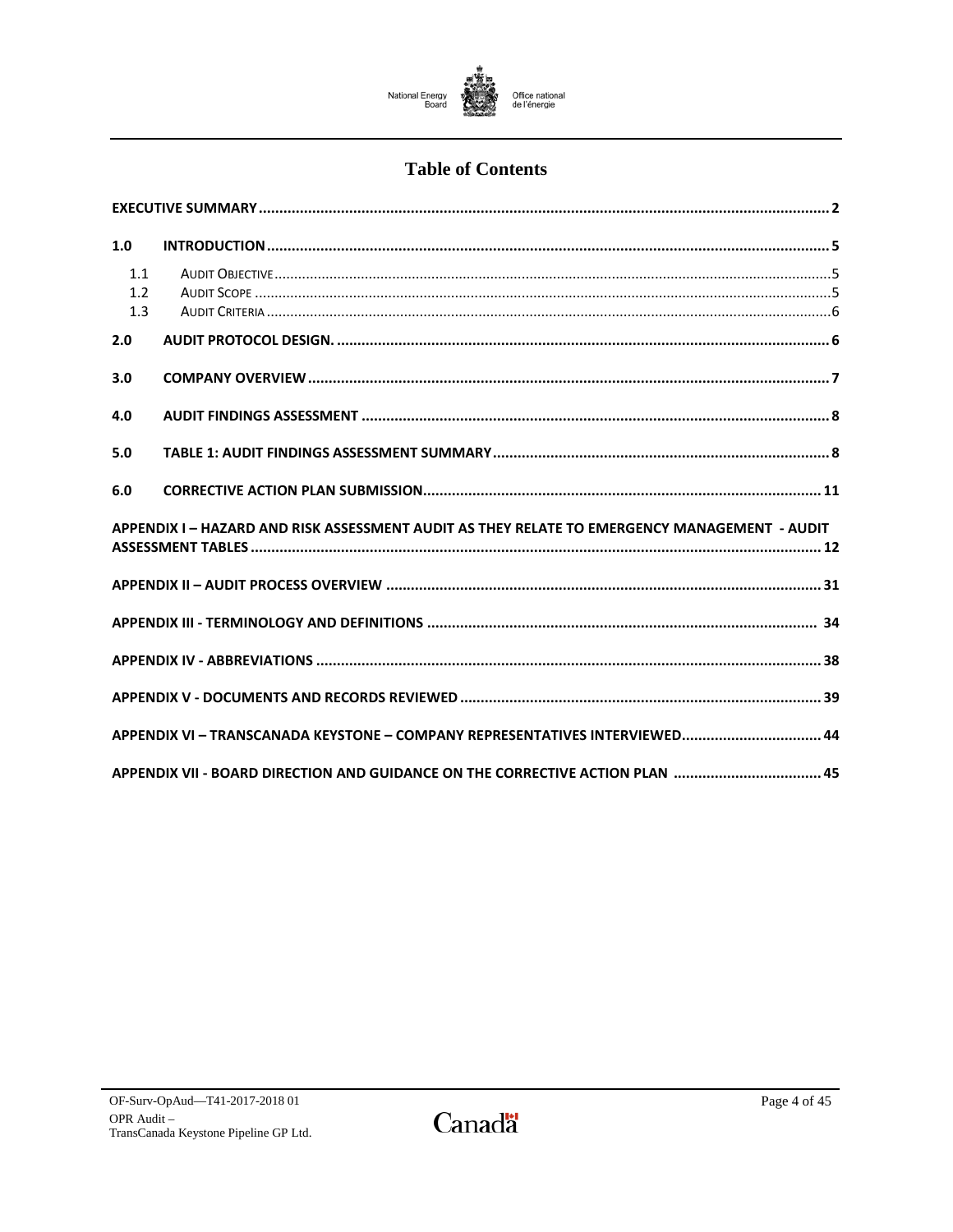# Table of Contents

| | | |
|---|---|---|
| **EXECUTIVE SUMMARY** | | **2** |
| **1.0** | **INTRODUCTION** | **5** |
| 1.1 | AUDIT OBJECTIVE | 5 |
| 1.2 | AUDIT SCOPE | 5 |
| 1.3 | AUDIT CRITERIA | 6 |
| **2.0** | **AUDIT PROTOCOL DESIGN.** | **6** |
| **3.0** | **COMPANY OVERVIEW** | **7** |
| **4.0** | **AUDIT FINDINGS ASSESSMENT** | **8** |
| **5.0** | **TABLE 1: AUDIT FINDINGS ASSESSMENT SUMMARY** | **8** |
| **6.0** | **CORRECTIVE ACTION PLAN SUBMISSION** | **11** |
| **APPENDIX I – HAZARD AND RISK ASSESSMENT AUDIT AS THEY RELATE TO EMERGENCY MANAGEMENT - AUDIT ASSESSMENT TABLES** | | **12** |
| **APPENDIX II – AUDIT PROCESS OVERVIEW** | | **31** |
| **APPENDIX III - TERMINOLOGY AND DEFINITIONS** | | **34** |
| **APPENDIX IV - ABBREVIATIONS** | | **38** |
| **APPENDIX V - DOCUMENTS AND RECORDS REVIEWED** | | **39** |
| **APPENDIX VI – TRANSCANADA KEYSTONE – COMPANY REPRESENTATIVES INTERVIEWED** | | **44** |
| **APPENDIX VII - BOARD DIRECTION AND GUIDANCE ON THE CORRECTIVE ACTION PLAN** | | **45** |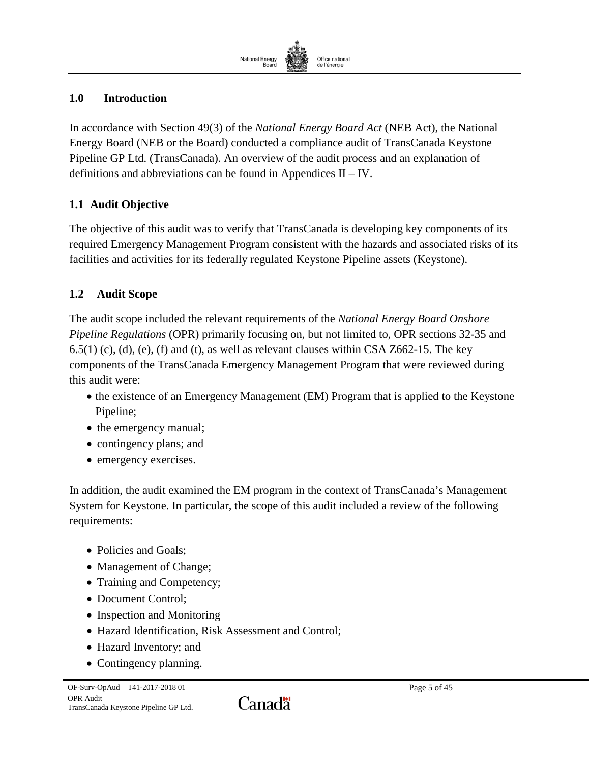## 1.0 Introduction

In accordance with Section 49(3) of the *National Energy Board Act* (NEB Act), the National Energy Board (NEB or the Board) conducted a compliance audit of TransCanada Keystone Pipeline GP Ltd. (TransCanada). An overview of the audit process and an explanation of definitions and abbreviations can be found in Appendices II – IV.

### 1.1 Audit Objective

The objective of this audit was to verify that TransCanada is developing key components of its required Emergency Management Program consistent with the hazards and associated risks of its facilities and activities for its federally regulated Keystone Pipeline assets (Keystone).

### 1.2 Audit Scope

The audit scope included the relevant requirements of the *National Energy Board Onshore Pipeline Regulations* (OPR) primarily focusing on, but not limited to, OPR sections 32-35 and 6.5(1) (c), (d), (e), (f) and (t), as well as relevant clauses within CSA Z662-15. The key components of the TransCanada Emergency Management Program that were reviewed during this audit were:

- the existence of an Emergency Management (EM) Program that is applied to the Keystone Pipeline;
- the emergency manual;
- contingency plans; and
- emergency exercises.

In addition, the audit examined the EM program in the context of TransCanada's Management System for Keystone. In particular, the scope of this audit included a review of the following requirements:

- Policies and Goals;
- Management of Change;
- Training and Competency;
- Document Control;
- Inspection and Monitoring
- Hazard Identification, Risk Assessment and Control;
- Hazard Inventory; and
- Contingency planning.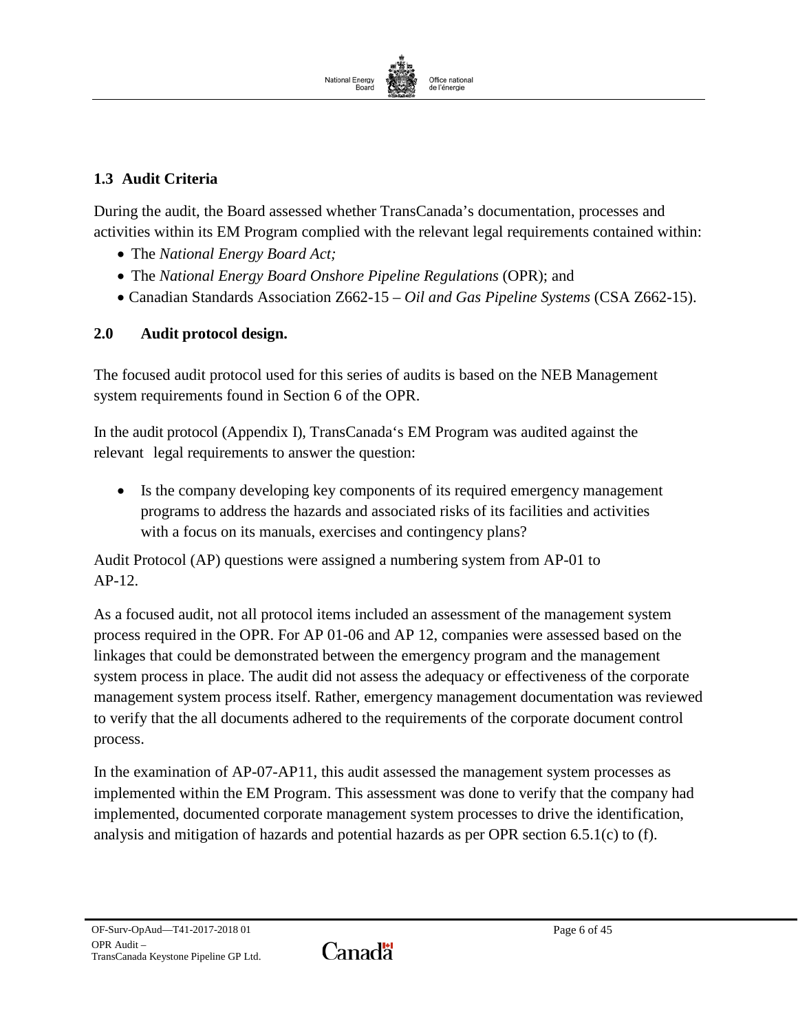### 1.3 Audit Criteria

During the audit, the Board assessed whether TransCanada's documentation, processes and activities within its EM Program complied with the relevant legal requirements contained within:

- The *National Energy Board Act;*
- The *National Energy Board Onshore Pipeline Regulations* (OPR); and
- Canadian Standards Association Z662-15 – *Oil and Gas Pipeline Systems* (CSA Z662-15).

## 2.0 Audit protocol design.

The focused audit protocol used for this series of audits is based on the NEB Management system requirements found in Section 6 of the OPR.

In the audit protocol (Appendix I), TransCanada's EM Program was audited against the relevant legal requirements to answer the question:

- Is the company developing key components of its required emergency management programs to address the hazards and associated risks of its facilities and activities with a focus on its manuals, exercises and contingency plans?

Audit Protocol (AP) questions were assigned a numbering system from AP-01 to AP-12.

As a focused audit, not all protocol items included an assessment of the management system process required in the OPR. For AP 01-06 and AP 12, companies were assessed based on the linkages that could be demonstrated between the emergency program and the management system process in place. The audit did not assess the adequacy or effectiveness of the corporate management system process itself. Rather, emergency management documentation was reviewed to verify that the all documents adhered to the requirements of the corporate document control process.

In the examination of AP-07-AP11, this audit assessed the management system processes as implemented within the EM Program. This assessment was done to verify that the company had implemented, documented corporate management system processes to drive the identification, analysis and mitigation of hazards and potential hazards as per OPR section 6.5.1(c) to (f).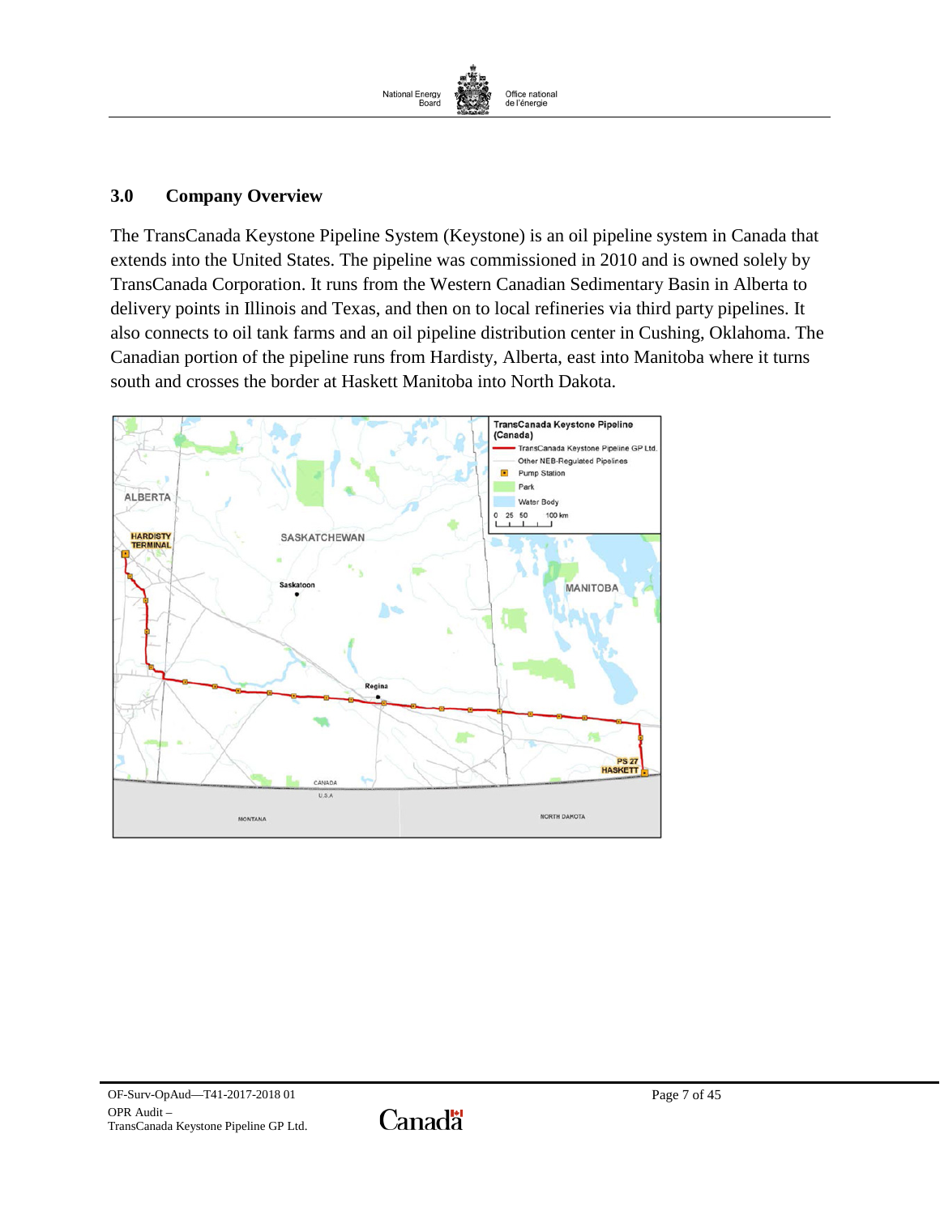## 3.0 Company Overview

The TransCanada Keystone Pipeline System (Keystone) is an oil pipeline system in Canada that extends into the United States. The pipeline was commissioned in 2010 and is owned solely by TransCanada Corporation. It runs from the Western Canadian Sedimentary Basin in Alberta to delivery points in Illinois and Texas, and then on to local refineries via third party pipelines. It also connects to oil tank farms and an oil pipeline distribution center in Cushing, Oklahoma. The Canadian portion of the pipeline runs from Hardisty, Alberta, east into Manitoba where it turns south and crosses the border at Haskett Manitoba into North Dakota.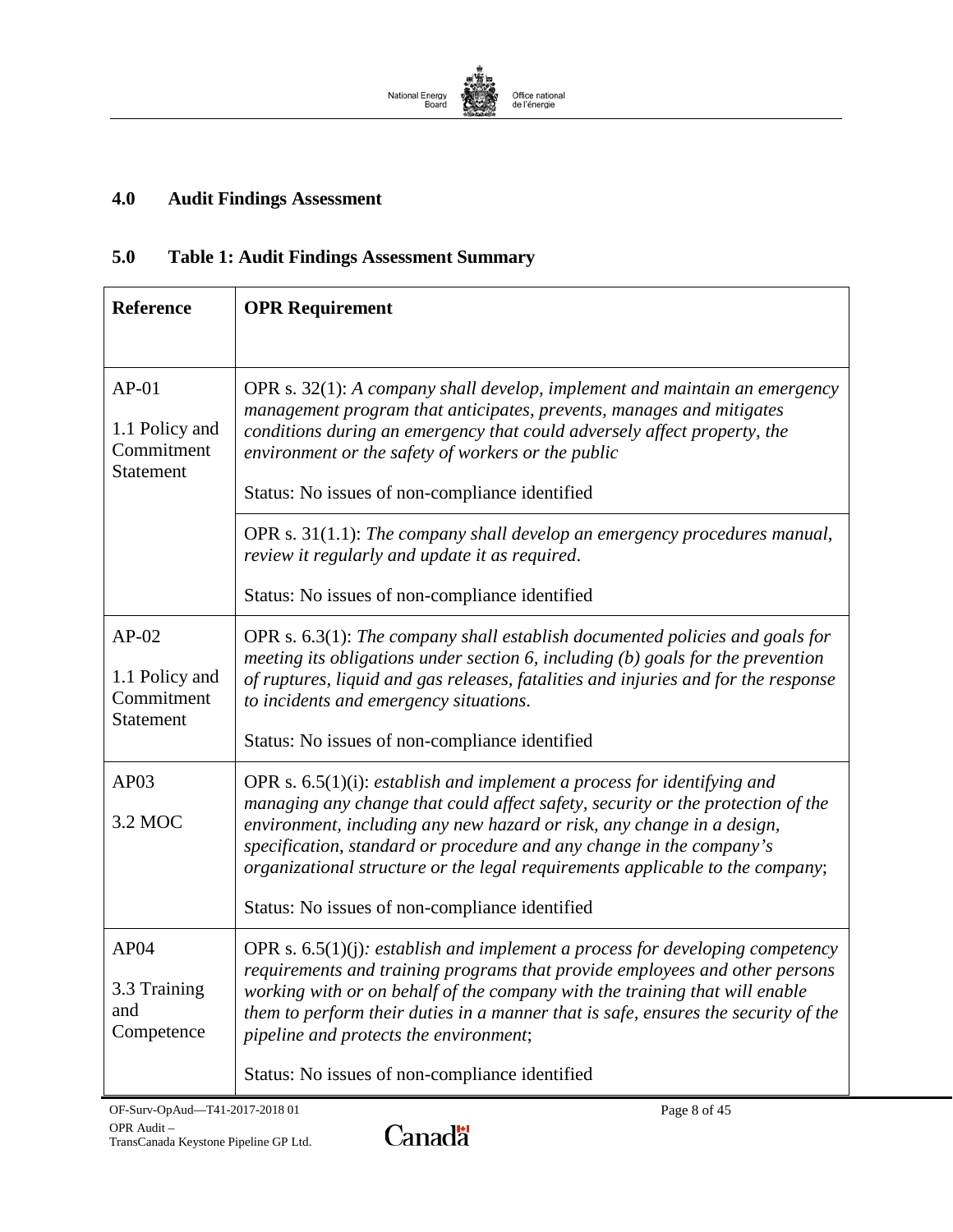## 4.0 Audit Findings Assessment

## 5.0 Table 1: Audit Findings Assessment Summary

| Reference | OPR Requirement |
|---|---|
| AP-01<br><br>1.1 Policy and Commitment Statement | OPR s. 32(1): *A company shall develop, implement and maintain an emergency management program that anticipates, prevents, manages and mitigates conditions during an emergency that could adversely affect property, the environment or the safety of workers or the public*<br><br>Status: No issues of non-compliance identified |
| | OPR s. 31(1.1): *The company shall develop an emergency procedures manual, review it regularly and update it as required.*<br><br>Status: No issues of non-compliance identified |
| AP-02<br><br>1.1 Policy and Commitment Statement | OPR s. 6.3(1): *The company shall establish documented policies and goals for meeting its obligations under section 6, including (b) goals for the prevention of ruptures, liquid and gas releases, fatalities and injuries and for the response to incidents and emergency situations.*<br><br>Status: No issues of non-compliance identified |
| AP03<br><br>3.2 MOC | OPR s. 6.5(1)(i): *establish and implement a process for identifying and managing any change that could affect safety, security or the protection of the environment, including any new hazard or risk, any change in a design, specification, standard or procedure and any change in the company's organizational structure or the legal requirements applicable to the company*;<br><br>Status: No issues of non-compliance identified |
| AP04<br><br>3.3 Training and Competence | OPR s. 6.5(1)(j)*: establish and implement a process for developing competency requirements and training programs that provide employees and other persons working with or on behalf of the company with the training that will enable them to perform their duties in a manner that is safe, ensures the security of the pipeline and protects the environment*;<br><br>Status: No issues of non-compliance identified |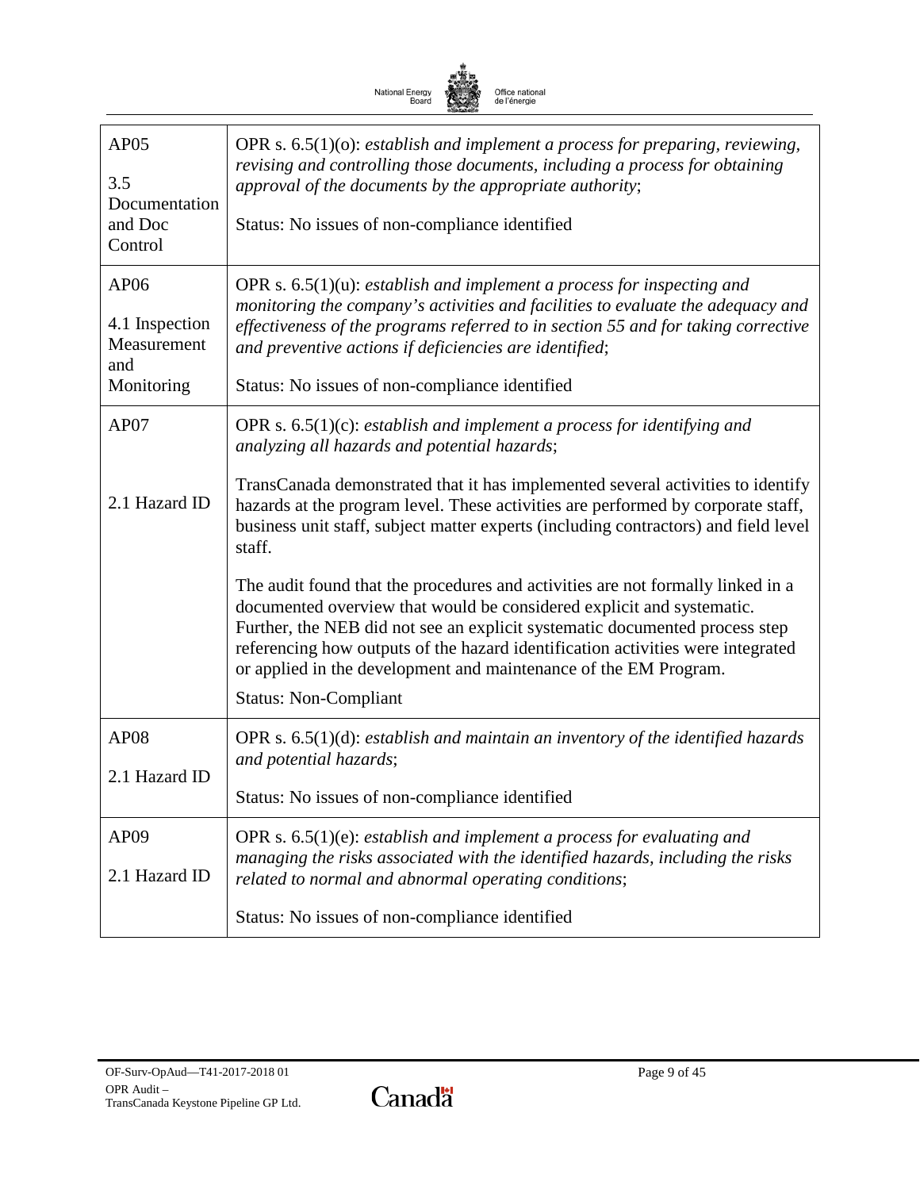| | |
|---|---|
| AP05<br><br>3.5 Documentation and Doc Control | OPR s. 6.5(1)(o): *establish and implement a process for preparing, reviewing, revising and controlling those documents, including a process for obtaining approval of the documents by the appropriate authority*;<br><br>Status: No issues of non-compliance identified |
| AP06<br><br>4.1 Inspection Measurement and Monitoring | OPR s. 6.5(1)(u): *establish and implement a process for inspecting and monitoring the company's activities and facilities to evaluate the adequacy and effectiveness of the programs referred to in section 55 and for taking corrective and preventive actions if deficiencies are identified*;<br><br>Status: No issues of non-compliance identified |
| AP07<br><br>2.1 Hazard ID | OPR s. 6.5(1)(c): *establish and implement a process for identifying and analyzing all hazards and potential hazards*;<br><br>TransCanada demonstrated that it has implemented several activities to identify hazards at the program level. These activities are performed by corporate staff, business unit staff, subject matter experts (including contractors) and field level staff.<br><br>The audit found that the procedures and activities are not formally linked in a documented overview that would be considered explicit and systematic. Further, the NEB did not see an explicit systematic documented process step referencing how outputs of the hazard identification activities were integrated or applied in the development and maintenance of the EM Program.<br><br>Status: Non-Compliant |
| AP08<br><br>2.1 Hazard ID | OPR s. 6.5(1)(d): *establish and maintain an inventory of the identified hazards and potential hazards*;<br><br>Status: No issues of non-compliance identified |
| AP09<br><br>2.1 Hazard ID | OPR s. 6.5(1)(e): *establish and implement a process for evaluating and managing the risks associated with the identified hazards, including the risks related to normal and abnormal operating conditions*;<br><br>Status: No issues of non-compliance identified |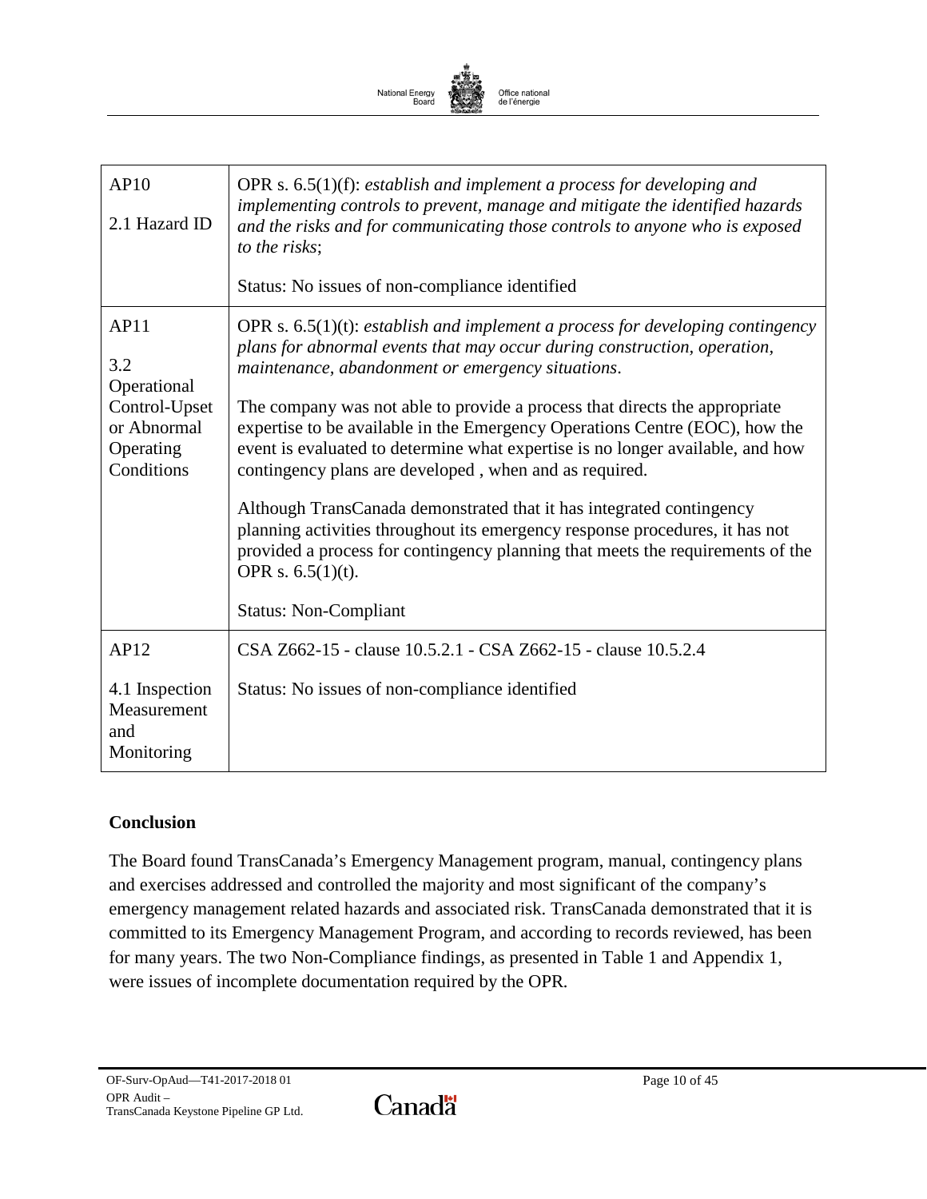| | |
|---|---|
| AP10<br><br>2.1 Hazard ID | OPR s. 6.5(1)(f): *establish and implement a process for developing and implementing controls to prevent, manage and mitigate the identified hazards and the risks and for communicating those controls to anyone who is exposed to the risks*;<br><br>Status: No issues of non-compliance identified |
| AP11<br><br>3.2 Operational Control-Upset or Abnormal Operating Conditions | OPR s. 6.5(1)(t): *establish and implement a process for developing contingency plans for abnormal events that may occur during construction, operation, maintenance, abandonment or emergency situations*.<br><br>The company was not able to provide a process that directs the appropriate expertise to be available in the Emergency Operations Centre (EOC), how the event is evaluated to determine what expertise is no longer available, and how contingency plans are developed , when and as required.<br><br>Although TransCanada demonstrated that it has integrated contingency planning activities throughout its emergency response procedures, it has not provided a process for contingency planning that meets the requirements of the OPR s. 6.5(1)(t).<br><br>Status: Non-Compliant |
| AP12<br><br>4.1 Inspection Measurement and Monitoring | CSA Z662-15 - clause 10.5.2.1 - CSA Z662-15 - clause 10.5.2.4<br><br>Status: No issues of non-compliance identified |

**Conclusion**

The Board found TransCanada's Emergency Management program, manual, contingency plans and exercises addressed and controlled the majority and most significant of the company's emergency management related hazards and associated risk. TransCanada demonstrated that it is committed to its Emergency Management Program, and according to records reviewed, has been for many years. The two Non-Compliance findings, as presented in Table 1 and Appendix 1, were issues of incomplete documentation required by the OPR.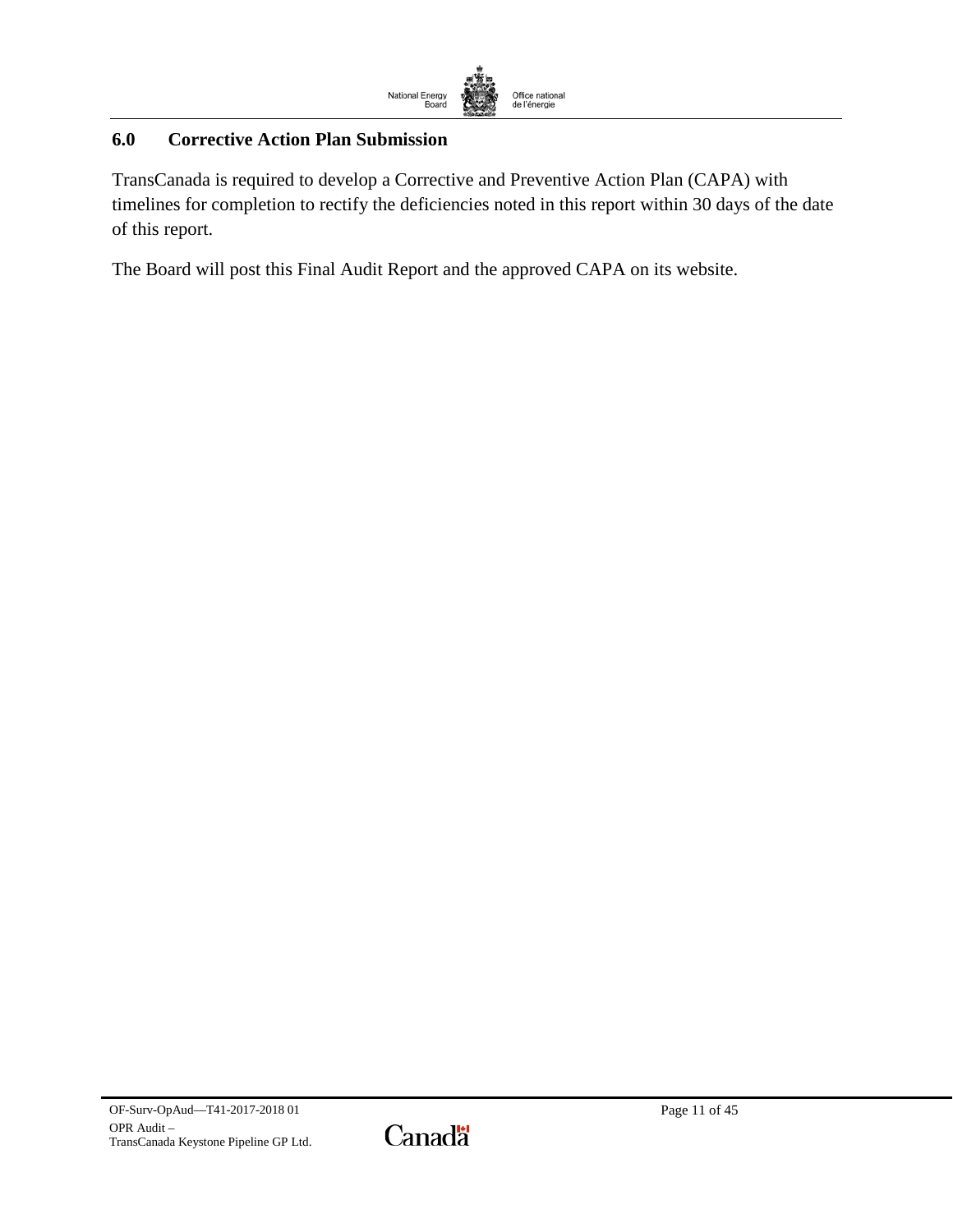## 6.0 Corrective Action Plan Submission

TransCanada is required to develop a Corrective and Preventive Action Plan (CAPA) with timelines for completion to rectify the deficiencies noted in this report within 30 days of the date of this report.

The Board will post this Final Audit Report and the approved CAPA on its website.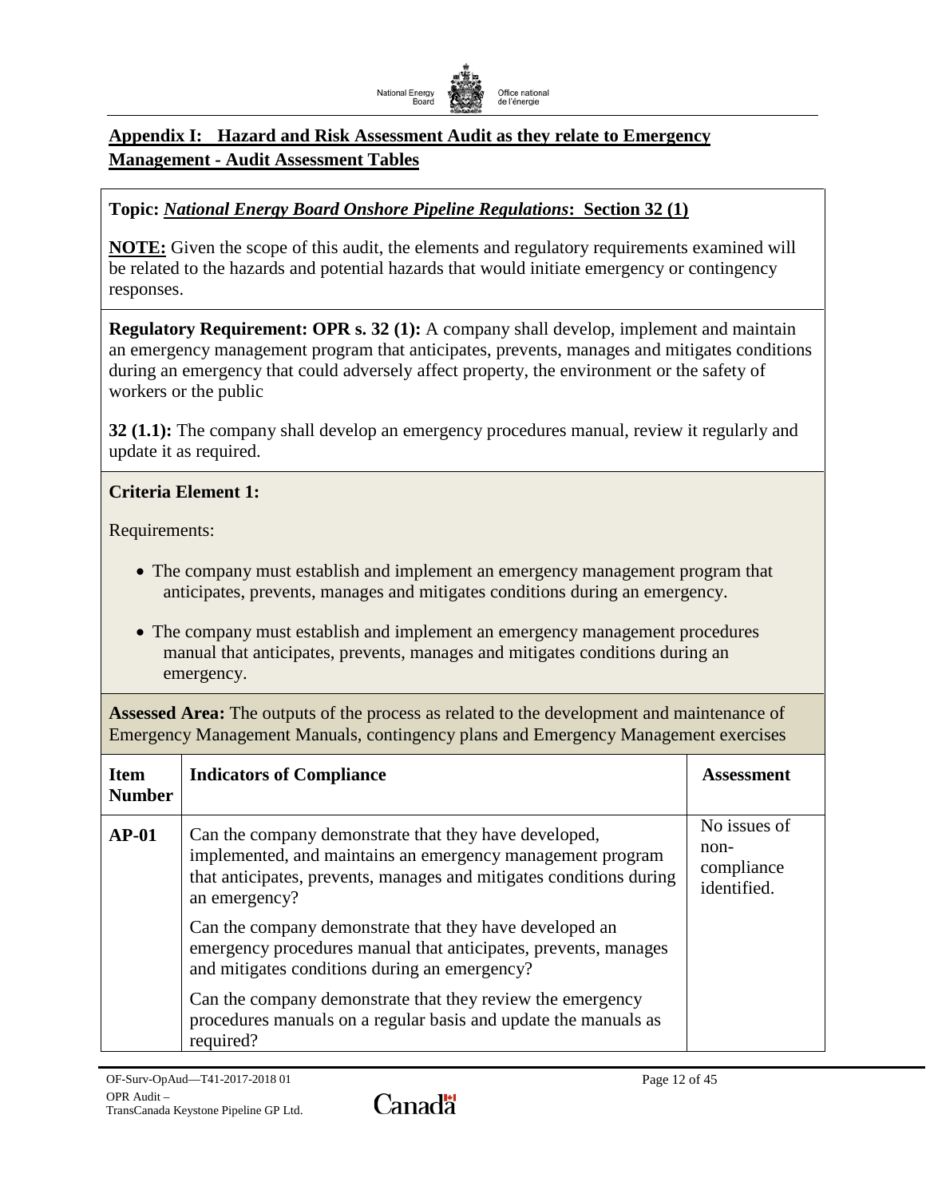## Appendix I: Hazard and Risk Assessment Audit as they relate to Emergency Management - Audit Assessment Tables

**Topic: *National Energy Board Onshore Pipeline Regulations*: Section 32 (1)**

**NOTE:** Given the scope of this audit, the elements and regulatory requirements examined will be related to the hazards and potential hazards that would initiate emergency or contingency responses.

**Regulatory Requirement: OPR s. 32 (1):** A company shall develop, implement and maintain an emergency management program that anticipates, prevents, manages and mitigates conditions during an emergency that could adversely affect property, the environment or the safety of workers or the public

**32 (1.1):** The company shall develop an emergency procedures manual, review it regularly and update it as required.

**Criteria Element 1:**

Requirements:

- The company must establish and implement an emergency management program that anticipates, prevents, manages and mitigates conditions during an emergency.
- The company must establish and implement an emergency management procedures manual that anticipates, prevents, manages and mitigates conditions during an emergency.

**Assessed Area:** The outputs of the process as related to the development and maintenance of Emergency Management Manuals, contingency plans and Emergency Management exercises

| Item Number | Indicators of Compliance | Assessment |
|---|---|---|
| **AP-01** | Can the company demonstrate that they have developed, implemented, and maintains an emergency management program that anticipates, prevents, manages and mitigates conditions during an emergency?<br><br>Can the company demonstrate that they have developed an emergency procedures manual that anticipates, prevents, manages and mitigates conditions during an emergency?<br><br>Can the company demonstrate that they review the emergency procedures manuals on a regular basis and update the manuals as required? | No issues of non-compliance identified. |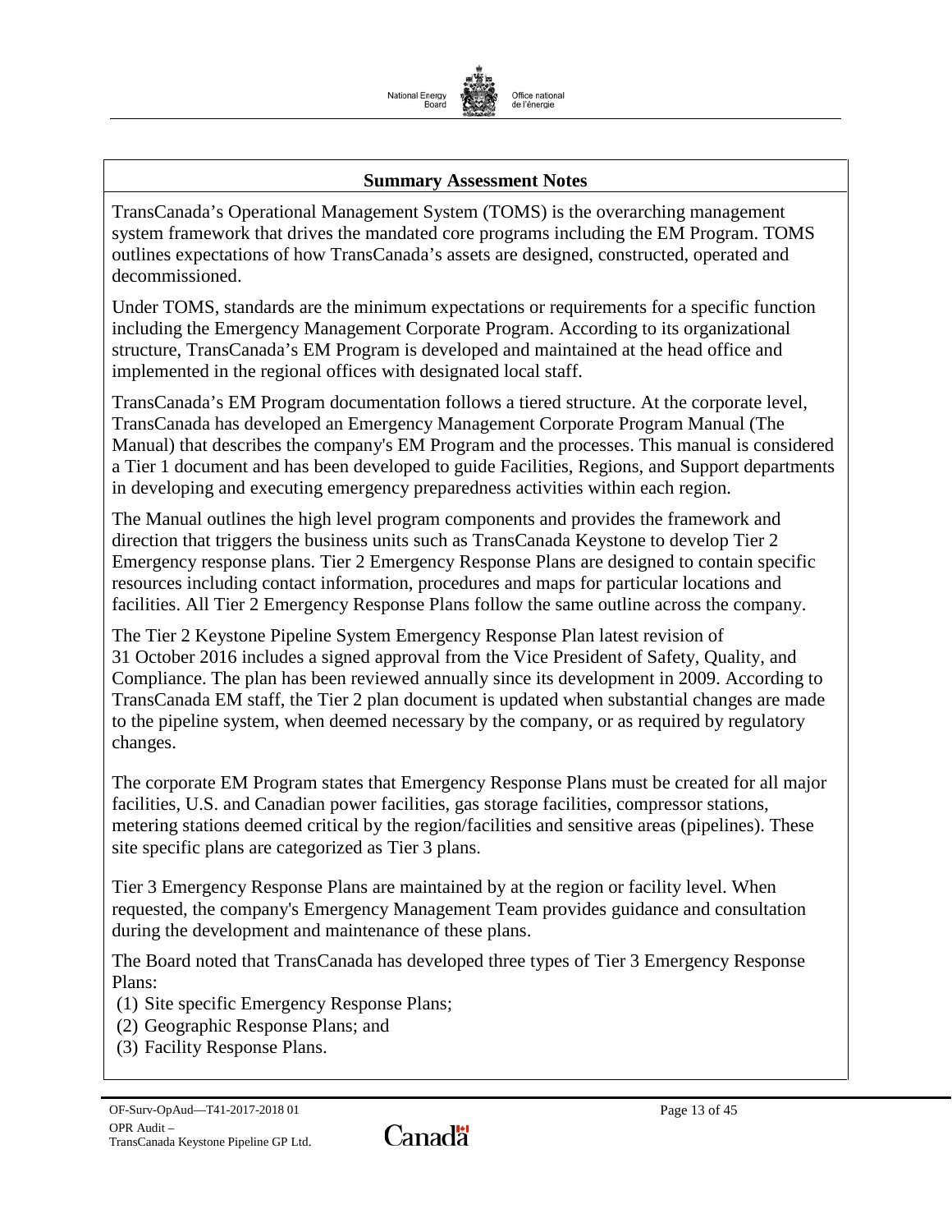**Summary Assessment Notes**

TransCanada's Operational Management System (TOMS) is the overarching management system framework that drives the mandated core programs including the EM Program. TOMS outlines expectations of how TransCanada's assets are designed, constructed, operated and decommissioned.

Under TOMS, standards are the minimum expectations or requirements for a specific function including the Emergency Management Corporate Program. According to its organizational structure, TransCanada's EM Program is developed and maintained at the head office and implemented in the regional offices with designated local staff.

TransCanada's EM Program documentation follows a tiered structure. At the corporate level, TransCanada has developed an Emergency Management Corporate Program Manual (The Manual) that describes the company's EM Program and the processes. This manual is considered a Tier 1 document and has been developed to guide Facilities, Regions, and Support departments in developing and executing emergency preparedness activities within each region.

The Manual outlines the high level program components and provides the framework and direction that triggers the business units such as TransCanada Keystone to develop Tier 2 Emergency response plans. Tier 2 Emergency Response Plans are designed to contain specific resources including contact information, procedures and maps for particular locations and facilities. All Tier 2 Emergency Response Plans follow the same outline across the company.

The Tier 2 Keystone Pipeline System Emergency Response Plan latest revision of 31 October 2016 includes a signed approval from the Vice President of Safety, Quality, and Compliance. The plan has been reviewed annually since its development in 2009. According to TransCanada EM staff, the Tier 2 plan document is updated when substantial changes are made to the pipeline system, when deemed necessary by the company, or as required by regulatory changes.

The corporate EM Program states that Emergency Response Plans must be created for all major facilities, U.S. and Canadian power facilities, gas storage facilities, compressor stations, metering stations deemed critical by the region/facilities and sensitive areas (pipelines). These site specific plans are categorized as Tier 3 plans.

Tier 3 Emergency Response Plans are maintained by at the region or facility level. When requested, the company's Emergency Management Team provides guidance and consultation during the development and maintenance of these plans.

The Board noted that TransCanada has developed three types of Tier 3 Emergency Response Plans:

(1) Site specific Emergency Response Plans;
(2) Geographic Response Plans; and
(3) Facility Response Plans.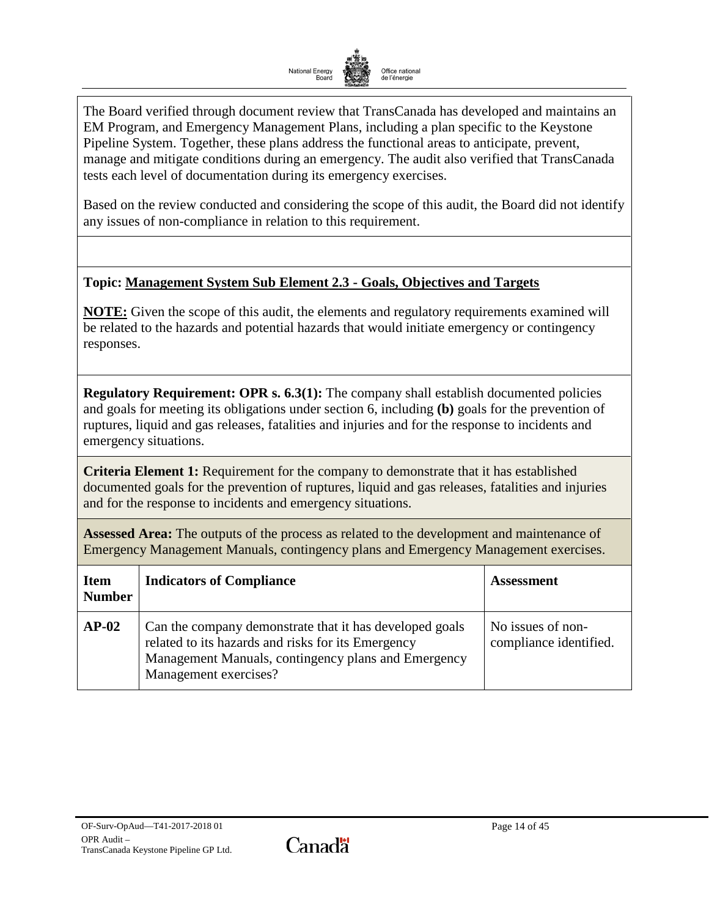The Board verified through document review that TransCanada has developed and maintains an EM Program, and Emergency Management Plans, including a plan specific to the Keystone Pipeline System. Together, these plans address the functional areas to anticipate, prevent, manage and mitigate conditions during an emergency. The audit also verified that TransCanada tests each level of documentation during its emergency exercises.

Based on the review conducted and considering the scope of this audit, the Board did not identify any issues of non-compliance in relation to this requirement.

**Topic: Management System Sub Element 2.3 - Goals, Objectives and Targets**

**NOTE:** Given the scope of this audit, the elements and regulatory requirements examined will be related to the hazards and potential hazards that would initiate emergency or contingency responses.

**Regulatory Requirement: OPR s. 6.3(1):** The company shall establish documented policies and goals for meeting its obligations under section 6, including **(b)** goals for the prevention of ruptures, liquid and gas releases, fatalities and injuries and for the response to incidents and emergency situations.

**Criteria Element 1:** Requirement for the company to demonstrate that it has established documented goals for the prevention of ruptures, liquid and gas releases, fatalities and injuries and for the response to incidents and emergency situations.

**Assessed Area:** The outputs of the process as related to the development and maintenance of Emergency Management Manuals, contingency plans and Emergency Management exercises.

| Item Number | Indicators of Compliance | Assessment |
|---|---|---|
| **AP-02** | Can the company demonstrate that it has developed goals related to its hazards and risks for its Emergency Management Manuals, contingency plans and Emergency Management exercises? | No issues of non-compliance identified. |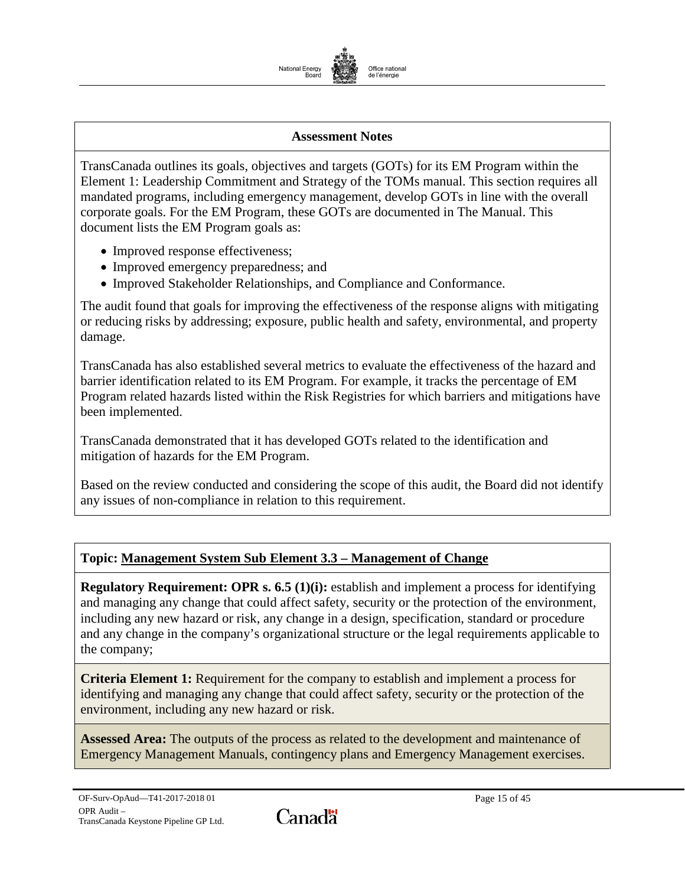**Assessment Notes**

TransCanada outlines its goals, objectives and targets (GOTs) for its EM Program within the Element 1: Leadership Commitment and Strategy of the TOMs manual. This section requires all mandated programs, including emergency management, develop GOTs in line with the overall corporate goals. For the EM Program, these GOTs are documented in The Manual. This document lists the EM Program goals as:

- Improved response effectiveness;
- Improved emergency preparedness; and
- Improved Stakeholder Relationships, and Compliance and Conformance.

The audit found that goals for improving the effectiveness of the response aligns with mitigating or reducing risks by addressing; exposure, public health and safety, environmental, and property damage.

TransCanada has also established several metrics to evaluate the effectiveness of the hazard and barrier identification related to its EM Program. For example, it tracks the percentage of EM Program related hazards listed within the Risk Registries for which barriers and mitigations have been implemented.

TransCanada demonstrated that it has developed GOTs related to the identification and mitigation of hazards for the EM Program.

Based on the review conducted and considering the scope of this audit, the Board did not identify any issues of non-compliance in relation to this requirement.

**Topic: Management System Sub Element 3.3 – Management of Change**

**Regulatory Requirement: OPR s. 6.5 (1)(i):** establish and implement a process for identifying and managing any change that could affect safety, security or the protection of the environment, including any new hazard or risk, any change in a design, specification, standard or procedure and any change in the company's organizational structure or the legal requirements applicable to the company;

**Criteria Element 1:** Requirement for the company to establish and implement a process for identifying and managing any change that could affect safety, security or the protection of the environment, including any new hazard or risk.

**Assessed Area:** The outputs of the process as related to the development and maintenance of Emergency Management Manuals, contingency plans and Emergency Management exercises.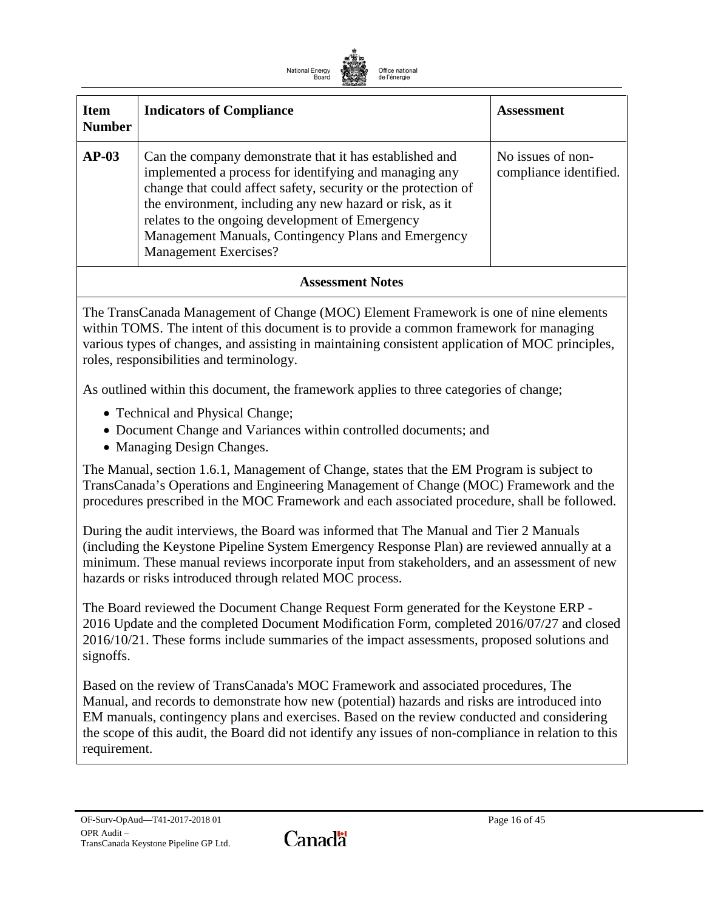| Item Number | Indicators of Compliance | Assessment |
|---|---|---|
| AP-03 | Can the company demonstrate that it has established and implemented a process for identifying and managing any change that could affect safety, security or the protection of the environment, including any new hazard or risk, as it relates to the ongoing development of Emergency Management Manuals, Contingency Plans and Emergency Management Exercises? | No issues of non-compliance identified. |

**Assessment Notes**

The TransCanada Management of Change (MOC) Element Framework is one of nine elements within TOMS. The intent of this document is to provide a common framework for managing various types of changes, and assisting in maintaining consistent application of MOC principles, roles, responsibilities and terminology.

As outlined within this document, the framework applies to three categories of change;

- Technical and Physical Change;
- Document Change and Variances within controlled documents; and
- Managing Design Changes.

The Manual, section 1.6.1, Management of Change, states that the EM Program is subject to TransCanada's Operations and Engineering Management of Change (MOC) Framework and the procedures prescribed in the MOC Framework and each associated procedure, shall be followed.

During the audit interviews, the Board was informed that The Manual and Tier 2 Manuals (including the Keystone Pipeline System Emergency Response Plan) are reviewed annually at a minimum. These manual reviews incorporate input from stakeholders, and an assessment of new hazards or risks introduced through related MOC process.

The Board reviewed the Document Change Request Form generated for the Keystone ERP - 2016 Update and the completed Document Modification Form, completed 2016/07/27 and closed 2016/10/21. These forms include summaries of the impact assessments, proposed solutions and signoffs.

Based on the review of TransCanada's MOC Framework and associated procedures, The Manual, and records to demonstrate how new (potential) hazards and risks are introduced into EM manuals, contingency plans and exercises. Based on the review conducted and considering the scope of this audit, the Board did not identify any issues of non-compliance in relation to this requirement.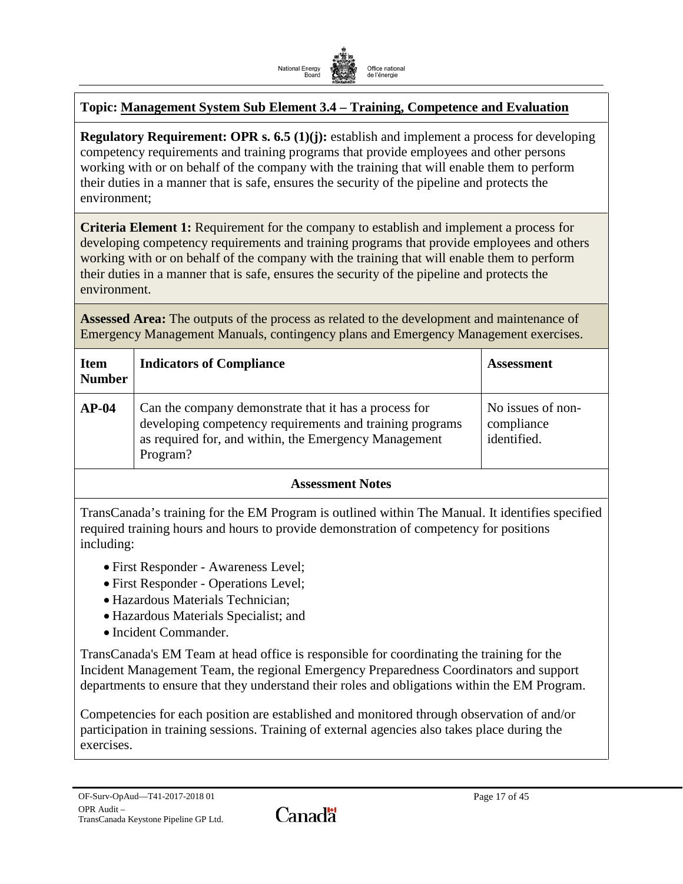**Topic: Management System Sub Element 3.4 – Training, Competence and Evaluation**

**Regulatory Requirement: OPR s. 6.5 (1)(j):** establish and implement a process for developing competency requirements and training programs that provide employees and other persons working with or on behalf of the company with the training that will enable them to perform their duties in a manner that is safe, ensures the security of the pipeline and protects the environment;

**Criteria Element 1:** Requirement for the company to establish and implement a process for developing competency requirements and training programs that provide employees and others working with or on behalf of the company with the training that will enable them to perform their duties in a manner that is safe, ensures the security of the pipeline and protects the environment.

**Assessed Area:** The outputs of the process as related to the development and maintenance of Emergency Management Manuals, contingency plans and Emergency Management exercises.

| Item Number | Indicators of Compliance | Assessment |
| --- | --- | --- |
| **AP-04** | Can the company demonstrate that it has a process for developing competency requirements and training programs as required for, and within, the Emergency Management Program? | No issues of non-compliance identified. |

**Assessment Notes**

TransCanada's training for the EM Program is outlined within The Manual. It identifies specified required training hours and hours to provide demonstration of competency for positions including:

- First Responder - Awareness Level;
- First Responder - Operations Level;
- Hazardous Materials Technician;
- Hazardous Materials Specialist; and
- Incident Commander.

TransCanada's EM Team at head office is responsible for coordinating the training for the Incident Management Team, the regional Emergency Preparedness Coordinators and support departments to ensure that they understand their roles and obligations within the EM Program.

Competencies for each position are established and monitored through observation of and/or participation in training sessions. Training of external agencies also takes place during the exercises.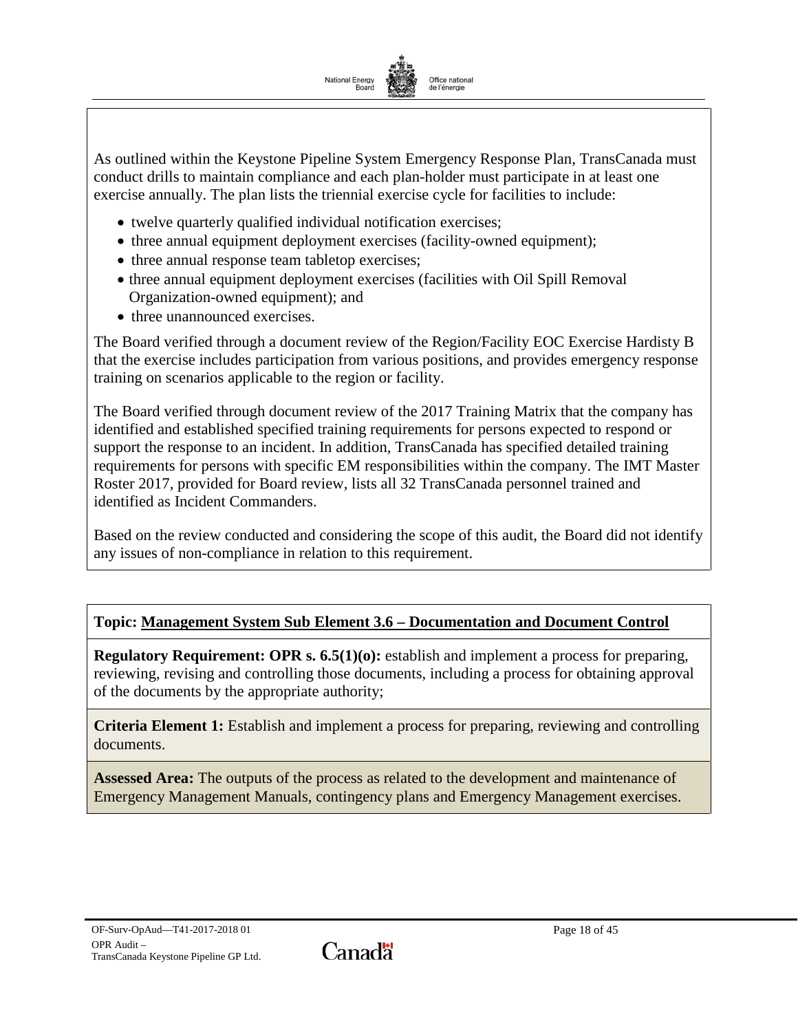As outlined within the Keystone Pipeline System Emergency Response Plan, TransCanada must conduct drills to maintain compliance and each plan-holder must participate in at least one exercise annually. The plan lists the triennial exercise cycle for facilities to include:

- twelve quarterly qualified individual notification exercises;
- three annual equipment deployment exercises (facility-owned equipment);
- three annual response team tabletop exercises;
- three annual equipment deployment exercises (facilities with Oil Spill Removal Organization-owned equipment); and
- three unannounced exercises.

The Board verified through a document review of the Region/Facility EOC Exercise Hardisty B that the exercise includes participation from various positions, and provides emergency response training on scenarios applicable to the region or facility.

The Board verified through document review of the 2017 Training Matrix that the company has identified and established specified training requirements for persons expected to respond or support the response to an incident. In addition, TransCanada has specified detailed training requirements for persons with specific EM responsibilities within the company. The IMT Master Roster 2017, provided for Board review, lists all 32 TransCanada personnel trained and identified as Incident Commanders.

Based on the review conducted and considering the scope of this audit, the Board did not identify any issues of non-compliance in relation to this requirement.

**Topic: Management System Sub Element 3.6 – Documentation and Document Control**

**Regulatory Requirement: OPR s. 6.5(1)(o):** establish and implement a process for preparing, reviewing, revising and controlling those documents, including a process for obtaining approval of the documents by the appropriate authority;

**Criteria Element 1:** Establish and implement a process for preparing, reviewing and controlling documents.

**Assessed Area:** The outputs of the process as related to the development and maintenance of Emergency Management Manuals, contingency plans and Emergency Management exercises.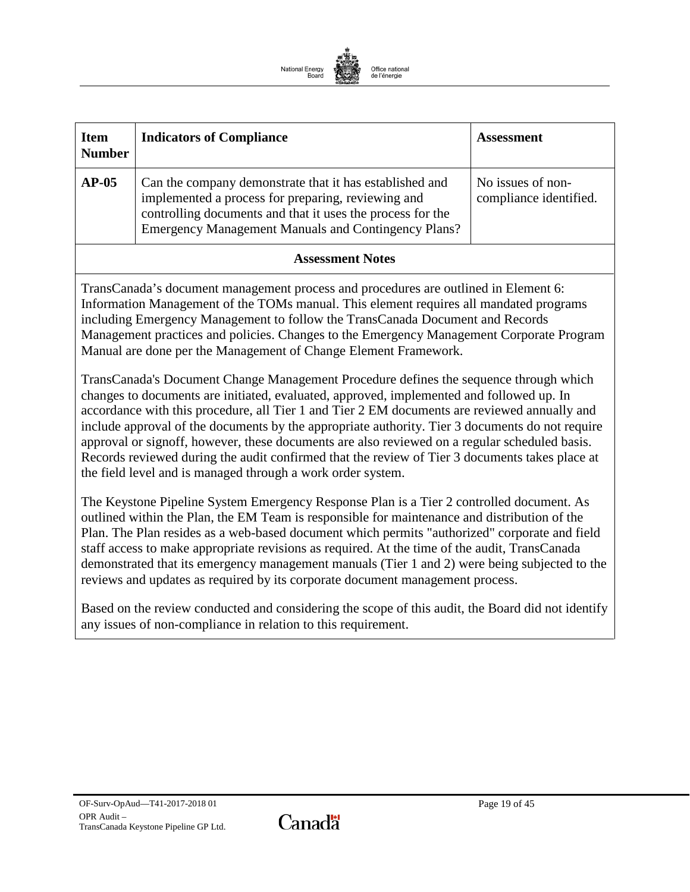| Item Number | Indicators of Compliance | Assessment |
| --- | --- | --- |
| **AP-05** | Can the company demonstrate that it has established and implemented a process for preparing, reviewing and controlling documents and that it uses the process for the Emergency Management Manuals and Contingency Plans? | No issues of non-compliance identified. |

**Assessment Notes**

TransCanada's document management process and procedures are outlined in Element 6: Information Management of the TOMs manual. This element requires all mandated programs including Emergency Management to follow the TransCanada Document and Records Management practices and policies. Changes to the Emergency Management Corporate Program Manual are done per the Management of Change Element Framework.

TransCanada's Document Change Management Procedure defines the sequence through which changes to documents are initiated, evaluated, approved, implemented and followed up. In accordance with this procedure, all Tier 1 and Tier 2 EM documents are reviewed annually and include approval of the documents by the appropriate authority. Tier 3 documents do not require approval or signoff, however, these documents are also reviewed on a regular scheduled basis. Records reviewed during the audit confirmed that the review of Tier 3 documents takes place at the field level and is managed through a work order system.

The Keystone Pipeline System Emergency Response Plan is a Tier 2 controlled document. As outlined within the Plan, the EM Team is responsible for maintenance and distribution of the Plan. The Plan resides as a web-based document which permits "authorized" corporate and field staff access to make appropriate revisions as required. At the time of the audit, TransCanada demonstrated that its emergency management manuals (Tier 1 and 2) were being subjected to the reviews and updates as required by its corporate document management process.

Based on the review conducted and considering the scope of this audit, the Board did not identify any issues of non-compliance in relation to this requirement.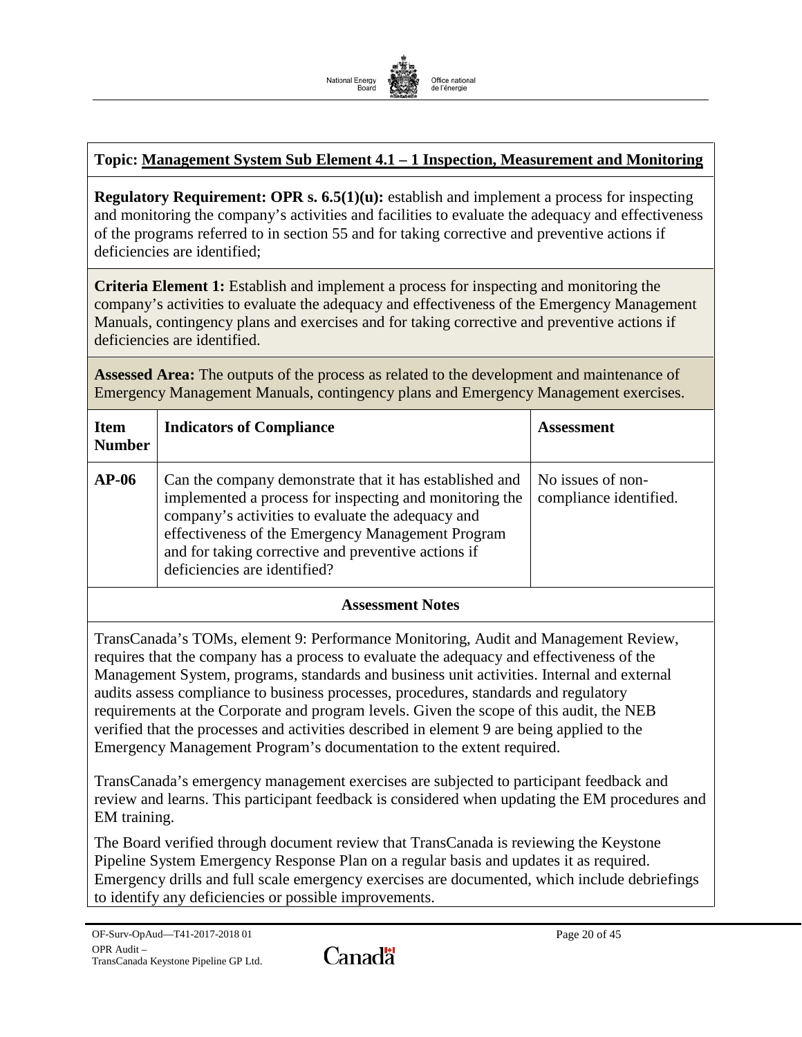**Topic: Management System Sub Element 4.1 – 1 Inspection, Measurement and Monitoring**

**Regulatory Requirement: OPR s. 6.5(1)(u):** establish and implement a process for inspecting and monitoring the company's activities and facilities to evaluate the adequacy and effectiveness of the programs referred to in section 55 and for taking corrective and preventive actions if deficiencies are identified;

**Criteria Element 1:** Establish and implement a process for inspecting and monitoring the company's activities to evaluate the adequacy and effectiveness of the Emergency Management Manuals, contingency plans and exercises and for taking corrective and preventive actions if deficiencies are identified.

**Assessed Area:** The outputs of the process as related to the development and maintenance of Emergency Management Manuals, contingency plans and Emergency Management exercises.

| Item Number | Indicators of Compliance | Assessment |
|---|---|---|
| **AP-06** | Can the company demonstrate that it has established and implemented a process for inspecting and monitoring the company's activities to evaluate the adequacy and effectiveness of the Emergency Management Program and for taking corrective and preventive actions if deficiencies are identified? | No issues of non-compliance identified. |

**Assessment Notes**

TransCanada's TOMs, element 9: Performance Monitoring, Audit and Management Review, requires that the company has a process to evaluate the adequacy and effectiveness of the Management System, programs, standards and business unit activities. Internal and external audits assess compliance to business processes, procedures, standards and regulatory requirements at the Corporate and program levels. Given the scope of this audit, the NEB verified that the processes and activities described in element 9 are being applied to the Emergency Management Program's documentation to the extent required.

TransCanada's emergency management exercises are subjected to participant feedback and review and learns. This participant feedback is considered when updating the EM procedures and EM training.

The Board verified through document review that TransCanada is reviewing the Keystone Pipeline System Emergency Response Plan on a regular basis and updates it as required. Emergency drills and full scale emergency exercises are documented, which include debriefings to identify any deficiencies or possible improvements.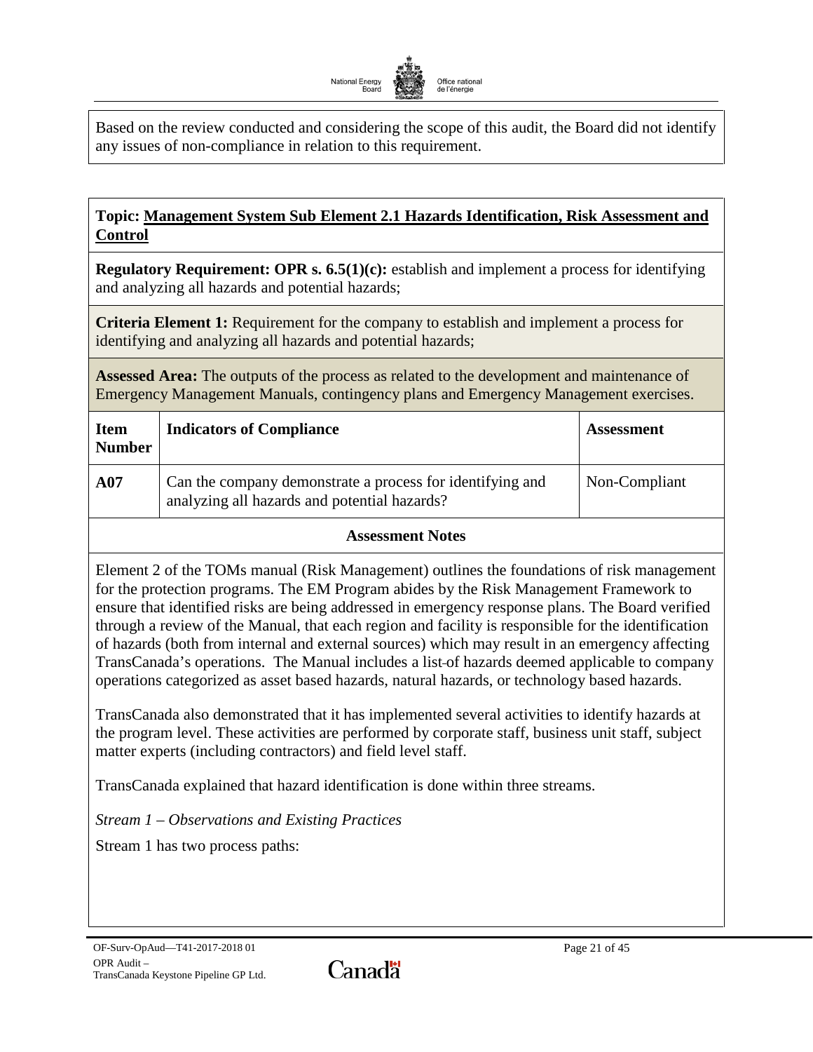Based on the review conducted and considering the scope of this audit, the Board did not identify any issues of non-compliance in relation to this requirement.

**Topic: Management System Sub Element 2.1 Hazards Identification, Risk Assessment and Control**

**Regulatory Requirement: OPR s. 6.5(1)(c):** establish and implement a process for identifying and analyzing all hazards and potential hazards;

**Criteria Element 1:** Requirement for the company to establish and implement a process for identifying and analyzing all hazards and potential hazards;

**Assessed Area:** The outputs of the process as related to the development and maintenance of Emergency Management Manuals, contingency plans and Emergency Management exercises.

| Item Number | Indicators of Compliance | Assessment |
|---|---|---|
| **A07** | Can the company demonstrate a process for identifying and analyzing all hazards and potential hazards? | Non-Compliant |

**Assessment Notes**

Element 2 of the TOMs manual (Risk Management) outlines the foundations of risk management for the protection programs. The EM Program abides by the Risk Management Framework to ensure that identified risks are being addressed in emergency response plans. The Board verified through a review of the Manual, that each region and facility is responsible for the identification of hazards (both from internal and external sources) which may result in an emergency affecting TransCanada's operations. The Manual includes a list of hazards deemed applicable to company operations categorized as asset based hazards, natural hazards, or technology based hazards.

TransCanada also demonstrated that it has implemented several activities to identify hazards at the program level. These activities are performed by corporate staff, business unit staff, subject matter experts (including contractors) and field level staff.

TransCanada explained that hazard identification is done within three streams.

*Stream 1 – Observations and Existing Practices*

Stream 1 has two process paths: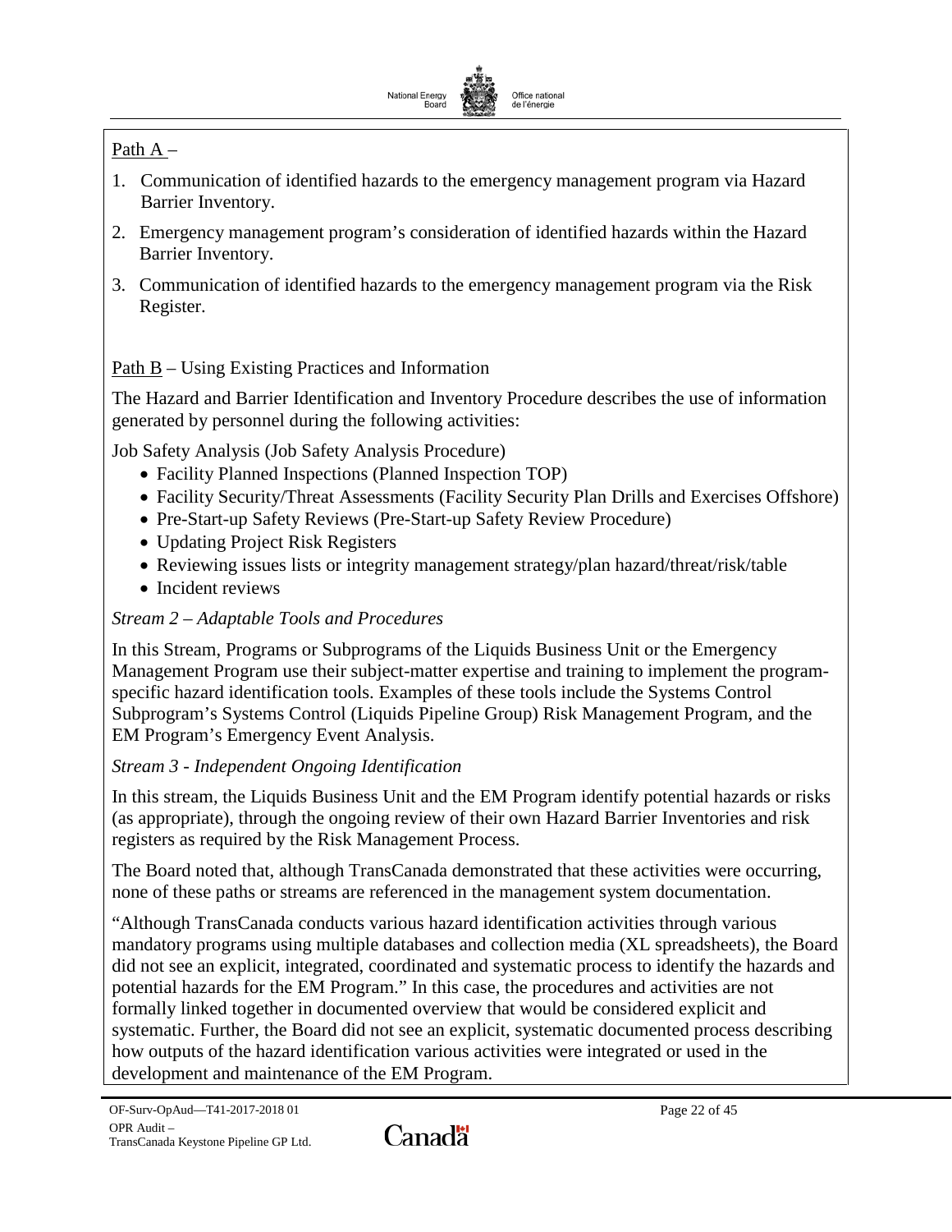Path A –

1. Communication of identified hazards to the emergency management program via Hazard Barrier Inventory.
2. Emergency management program's consideration of identified hazards within the Hazard Barrier Inventory.
3. Communication of identified hazards to the emergency management program via the Risk Register.

Path B – Using Existing Practices and Information

The Hazard and Barrier Identification and Inventory Procedure describes the use of information generated by personnel during the following activities:

Job Safety Analysis (Job Safety Analysis Procedure)

- Facility Planned Inspections (Planned Inspection TOP)
- Facility Security/Threat Assessments (Facility Security Plan Drills and Exercises Offshore)
- Pre-Start-up Safety Reviews (Pre-Start-up Safety Review Procedure)
- Updating Project Risk Registers
- Reviewing issues lists or integrity management strategy/plan hazard/threat/risk/table
- Incident reviews

*Stream 2 – Adaptable Tools and Procedures*

In this Stream, Programs or Subprograms of the Liquids Business Unit or the Emergency Management Program use their subject-matter expertise and training to implement the program-specific hazard identification tools. Examples of these tools include the Systems Control Subprogram's Systems Control (Liquids Pipeline Group) Risk Management Program, and the EM Program's Emergency Event Analysis.

*Stream 3 - Independent Ongoing Identification*

In this stream, the Liquids Business Unit and the EM Program identify potential hazards or risks (as appropriate), through the ongoing review of their own Hazard Barrier Inventories and risk registers as required by the Risk Management Process.

The Board noted that, although TransCanada demonstrated that these activities were occurring, none of these paths or streams are referenced in the management system documentation.

"Although TransCanada conducts various hazard identification activities through various mandatory programs using multiple databases and collection media (XL spreadsheets), the Board did not see an explicit, integrated, coordinated and systematic process to identify the hazards and potential hazards for the EM Program." In this case, the procedures and activities are not formally linked together in documented overview that would be considered explicit and systematic. Further, the Board did not see an explicit, systematic documented process describing how outputs of the hazard identification various activities were integrated or used in the development and maintenance of the EM Program.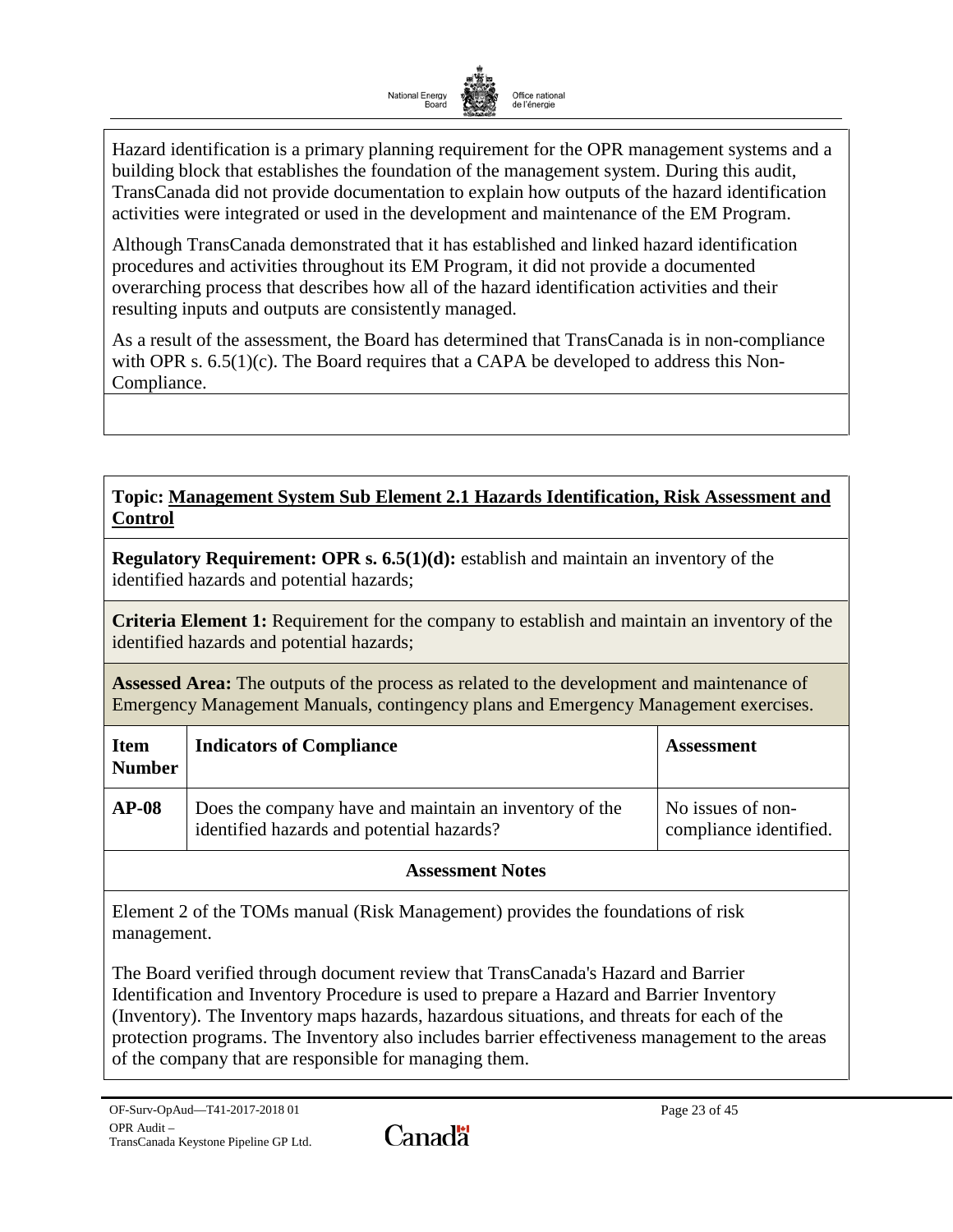Hazard identification is a primary planning requirement for the OPR management systems and a building block that establishes the foundation of the management system. During this audit, TransCanada did not provide documentation to explain how outputs of the hazard identification activities were integrated or used in the development and maintenance of the EM Program.

Although TransCanada demonstrated that it has established and linked hazard identification procedures and activities throughout its EM Program, it did not provide a documented overarching process that describes how all of the hazard identification activities and their resulting inputs and outputs are consistently managed.

As a result of the assessment, the Board has determined that TransCanada is in non-compliance with OPR s. 6.5(1)(c). The Board requires that a CAPA be developed to address this Non-Compliance.

**Topic: Management System Sub Element 2.1 Hazards Identification, Risk Assessment and Control**

**Regulatory Requirement: OPR s. 6.5(1)(d):** establish and maintain an inventory of the identified hazards and potential hazards;

**Criteria Element 1:** Requirement for the company to establish and maintain an inventory of the identified hazards and potential hazards;

**Assessed Area:** The outputs of the process as related to the development and maintenance of Emergency Management Manuals, contingency plans and Emergency Management exercises.

| Item Number | Indicators of Compliance | Assessment |
|---|---|---|
| AP-08 | Does the company have and maintain an inventory of the identified hazards and potential hazards? | No issues of non-compliance identified. |

**Assessment Notes**

Element 2 of the TOMs manual (Risk Management) provides the foundations of risk management.

The Board verified through document review that TransCanada's Hazard and Barrier Identification and Inventory Procedure is used to prepare a Hazard and Barrier Inventory (Inventory). The Inventory maps hazards, hazardous situations, and threats for each of the protection programs. The Inventory also includes barrier effectiveness management to the areas of the company that are responsible for managing them.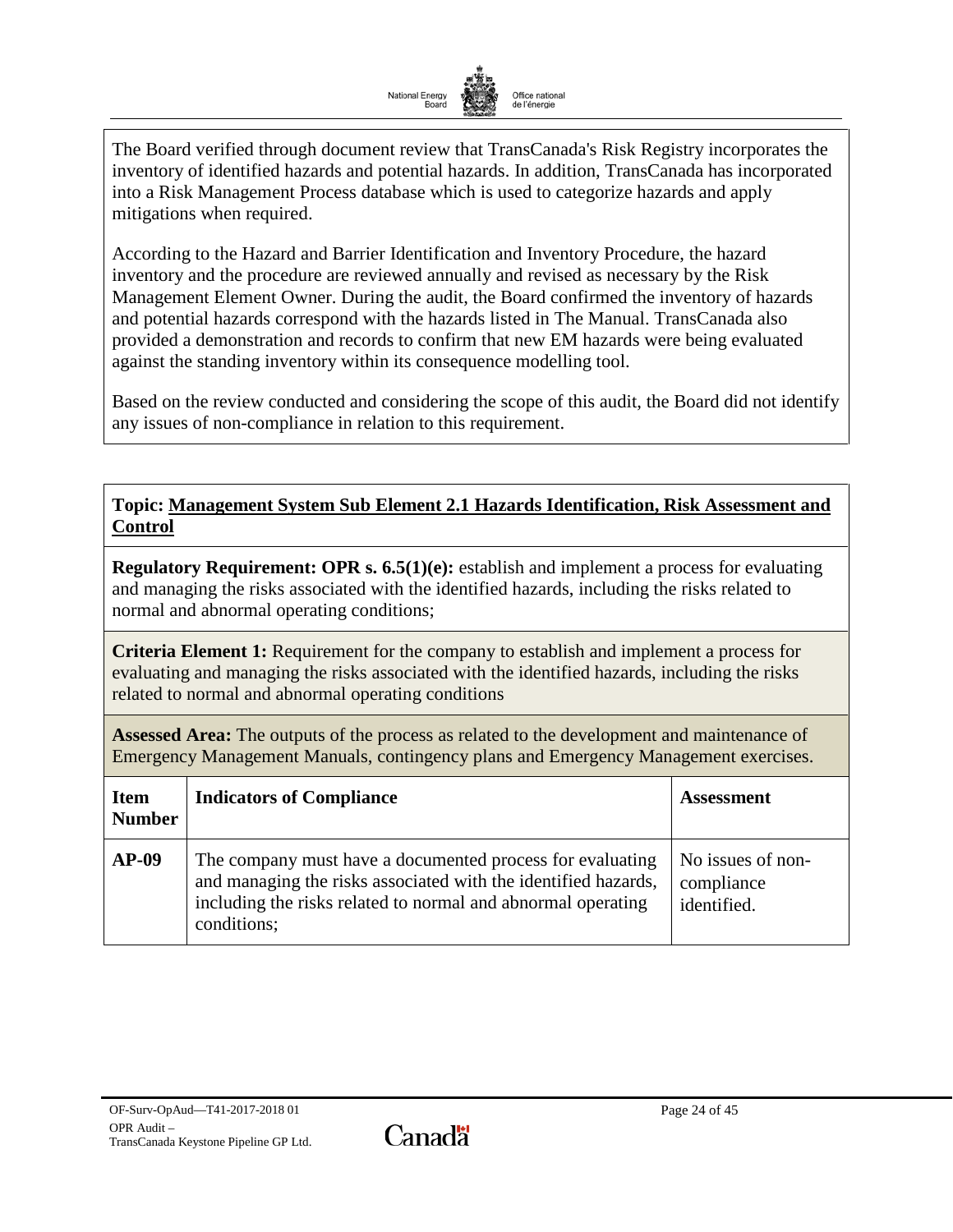The Board verified through document review that TransCanada's Risk Registry incorporates the inventory of identified hazards and potential hazards. In addition, TransCanada has incorporated into a Risk Management Process database which is used to categorize hazards and apply mitigations when required.

According to the Hazard and Barrier Identification and Inventory Procedure, the hazard inventory and the procedure are reviewed annually and revised as necessary by the Risk Management Element Owner. During the audit, the Board confirmed the inventory of hazards and potential hazards correspond with the hazards listed in The Manual. TransCanada also provided a demonstration and records to confirm that new EM hazards were being evaluated against the standing inventory within its consequence modelling tool.

Based on the review conducted and considering the scope of this audit, the Board did not identify any issues of non-compliance in relation to this requirement.

**Topic: Management System Sub Element 2.1 Hazards Identification, Risk Assessment and Control**

**Regulatory Requirement: OPR s. 6.5(1)(e):** establish and implement a process for evaluating and managing the risks associated with the identified hazards, including the risks related to normal and abnormal operating conditions;

**Criteria Element 1:** Requirement for the company to establish and implement a process for evaluating and managing the risks associated with the identified hazards, including the risks related to normal and abnormal operating conditions

**Assessed Area:** The outputs of the process as related to the development and maintenance of Emergency Management Manuals, contingency plans and Emergency Management exercises.

| Item Number | Indicators of Compliance | Assessment |
|---|---|---|
| **AP-09** | The company must have a documented process for evaluating and managing the risks associated with the identified hazards, including the risks related to normal and abnormal operating conditions; | No issues of non-compliance identified. |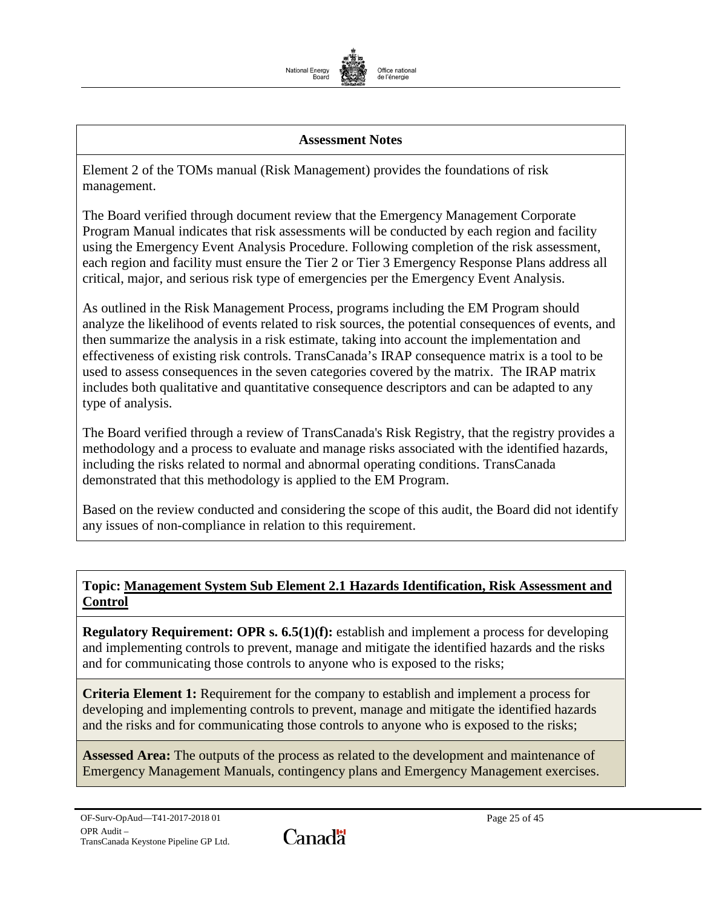**Assessment Notes**

Element 2 of the TOMs manual (Risk Management) provides the foundations of risk management.

The Board verified through document review that the Emergency Management Corporate Program Manual indicates that risk assessments will be conducted by each region and facility using the Emergency Event Analysis Procedure. Following completion of the risk assessment, each region and facility must ensure the Tier 2 or Tier 3 Emergency Response Plans address all critical, major, and serious risk type of emergencies per the Emergency Event Analysis.

As outlined in the Risk Management Process, programs including the EM Program should analyze the likelihood of events related to risk sources, the potential consequences of events, and then summarize the analysis in a risk estimate, taking into account the implementation and effectiveness of existing risk controls. TransCanada's IRAP consequence matrix is a tool to be used to assess consequences in the seven categories covered by the matrix. The IRAP matrix includes both qualitative and quantitative consequence descriptors and can be adapted to any type of analysis.

The Board verified through a review of TransCanada's Risk Registry, that the registry provides a methodology and a process to evaluate and manage risks associated with the identified hazards, including the risks related to normal and abnormal operating conditions. TransCanada demonstrated that this methodology is applied to the EM Program.

Based on the review conducted and considering the scope of this audit, the Board did not identify any issues of non-compliance in relation to this requirement.

**Topic: Management System Sub Element 2.1 Hazards Identification, Risk Assessment and Control**

**Regulatory Requirement: OPR s. 6.5(1)(f):** establish and implement a process for developing and implementing controls to prevent, manage and mitigate the identified hazards and the risks and for communicating those controls to anyone who is exposed to the risks;

**Criteria Element 1:** Requirement for the company to establish and implement a process for developing and implementing controls to prevent, manage and mitigate the identified hazards and the risks and for communicating those controls to anyone who is exposed to the risks;

**Assessed Area:** The outputs of the process as related to the development and maintenance of Emergency Management Manuals, contingency plans and Emergency Management exercises.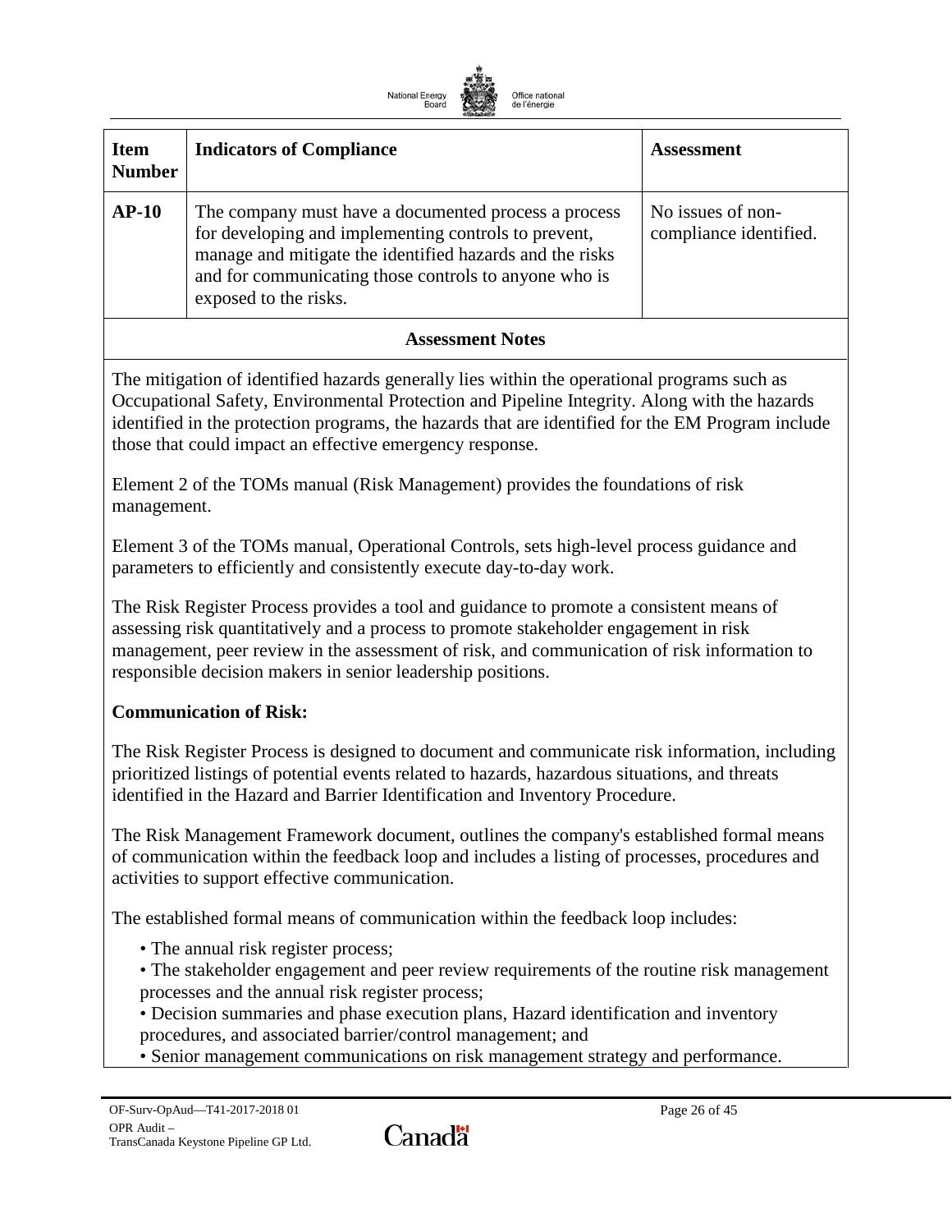| Item Number | Indicators of Compliance | Assessment |
|---|---|---|
| AP-10 | The company must have a documented process a process for developing and implementing controls to prevent, manage and mitigate the identified hazards and the risks and for communicating those controls to anyone who is exposed to the risks. | No issues of non-compliance identified. |

**Assessment Notes**

The mitigation of identified hazards generally lies within the operational programs such as Occupational Safety, Environmental Protection and Pipeline Integrity. Along with the hazards identified in the protection programs, the hazards that are identified for the EM Program include those that could impact an effective emergency response.

Element 2 of the TOMs manual (Risk Management) provides the foundations of risk management.

Element 3 of the TOMs manual, Operational Controls, sets high-level process guidance and parameters to efficiently and consistently execute day-to-day work.

The Risk Register Process provides a tool and guidance to promote a consistent means of assessing risk quantitatively and a process to promote stakeholder engagement in risk management, peer review in the assessment of risk, and communication of risk information to responsible decision makers in senior leadership positions.

**Communication of Risk:**

The Risk Register Process is designed to document and communicate risk information, including prioritized listings of potential events related to hazards, hazardous situations, and threats identified in the Hazard and Barrier Identification and Inventory Procedure.

The Risk Management Framework document, outlines the company's established formal means of communication within the feedback loop and includes a listing of processes, procedures and activities to support effective communication.

The established formal means of communication within the feedback loop includes:

- The annual risk register process;
- The stakeholder engagement and peer review requirements of the routine risk management processes and the annual risk register process;
- Decision summaries and phase execution plans, Hazard identification and inventory procedures, and associated barrier/control management; and
- Senior management communications on risk management strategy and performance.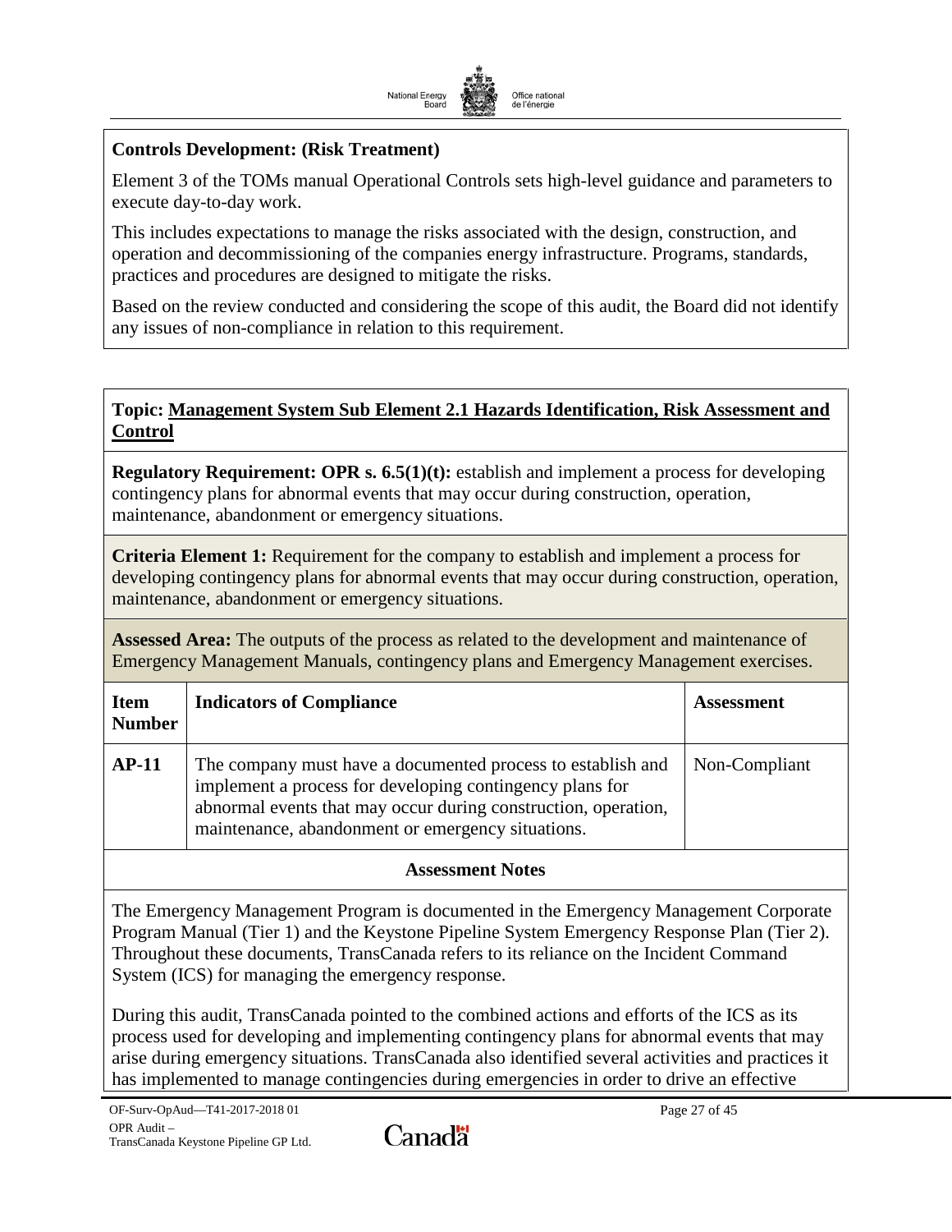**Controls Development: (Risk Treatment)**

Element 3 of the TOMs manual Operational Controls sets high-level guidance and parameters to execute day-to-day work.

This includes expectations to manage the risks associated with the design, construction, and operation and decommissioning of the companies energy infrastructure. Programs, standards, practices and procedures are designed to mitigate the risks.

Based on the review conducted and considering the scope of this audit, the Board did not identify any issues of non-compliance in relation to this requirement.

**Topic: Management System Sub Element 2.1 Hazards Identification, Risk Assessment and Control**

**Regulatory Requirement: OPR s. 6.5(1)(t):** establish and implement a process for developing contingency plans for abnormal events that may occur during construction, operation, maintenance, abandonment or emergency situations.

**Criteria Element 1:** Requirement for the company to establish and implement a process for developing contingency plans for abnormal events that may occur during construction, operation, maintenance, abandonment or emergency situations.

**Assessed Area:** The outputs of the process as related to the development and maintenance of Emergency Management Manuals, contingency plans and Emergency Management exercises.

| Item Number | Indicators of Compliance | Assessment |
|---|---|---|
| **AP-11** | The company must have a documented process to establish and implement a process for developing contingency plans for abnormal events that may occur during construction, operation, maintenance, abandonment or emergency situations. | Non-Compliant |

**Assessment Notes**

The Emergency Management Program is documented in the Emergency Management Corporate Program Manual (Tier 1) and the Keystone Pipeline System Emergency Response Plan (Tier 2). Throughout these documents, TransCanada refers to its reliance on the Incident Command System (ICS) for managing the emergency response.

During this audit, TransCanada pointed to the combined actions and efforts of the ICS as its process used for developing and implementing contingency plans for abnormal events that may arise during emergency situations. TransCanada also identified several activities and practices it has implemented to manage contingencies during emergencies in order to drive an effective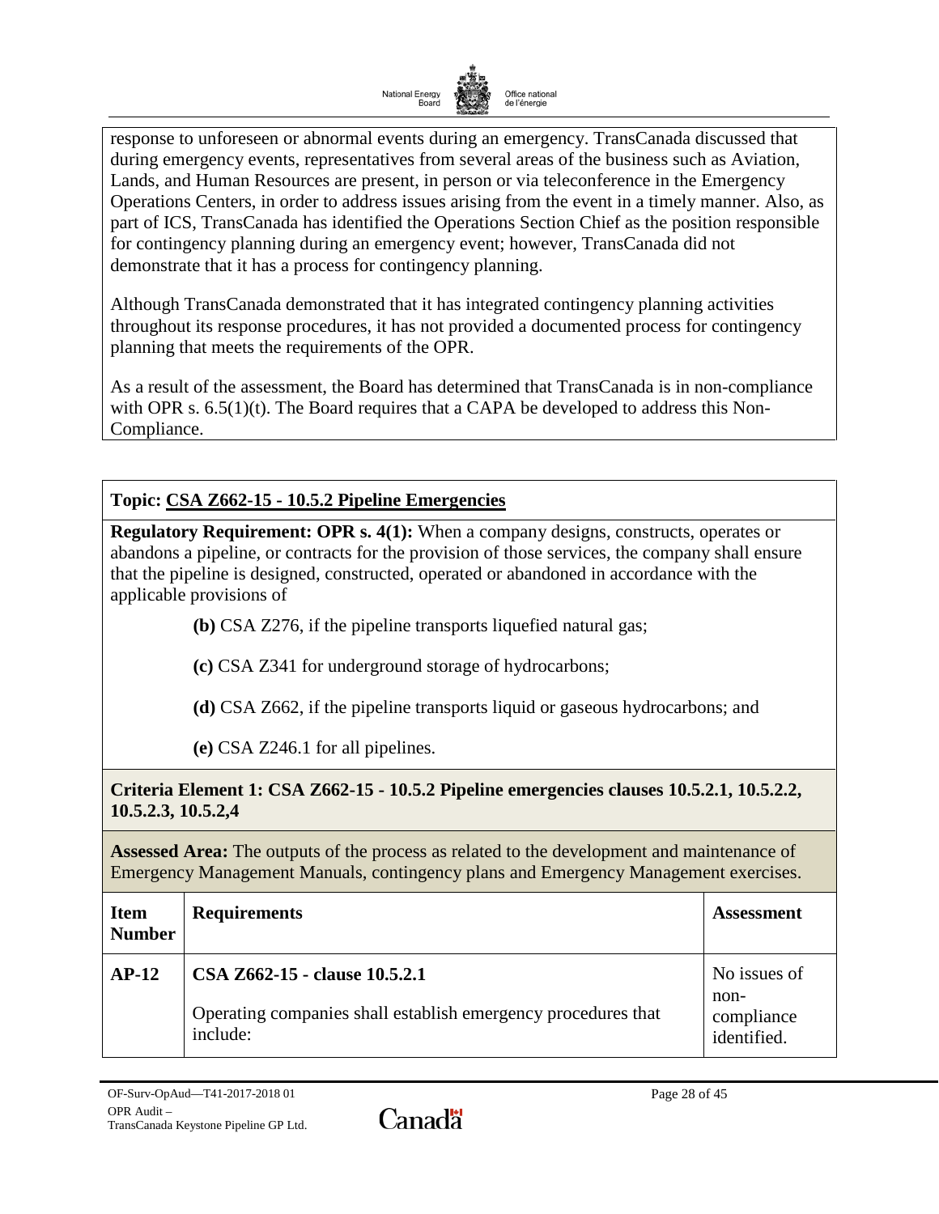response to unforeseen or abnormal events during an emergency. TransCanada discussed that during emergency events, representatives from several areas of the business such as Aviation, Lands, and Human Resources are present, in person or via teleconference in the Emergency Operations Centers, in order to address issues arising from the event in a timely manner. Also, as part of ICS, TransCanada has identified the Operations Section Chief as the position responsible for contingency planning during an emergency event; however, TransCanada did not demonstrate that it has a process for contingency planning.

Although TransCanada demonstrated that it has integrated contingency planning activities throughout its response procedures, it has not provided a documented process for contingency planning that meets the requirements of the OPR.

As a result of the assessment, the Board has determined that TransCanada is in non-compliance with OPR s. 6.5(1)(t). The Board requires that a CAPA be developed to address this Non-Compliance.

**Topic: CSA Z662-15 - 10.5.2 Pipeline Emergencies**

**Regulatory Requirement: OPR s. 4(1):** When a company designs, constructs, operates or abandons a pipeline, or contracts for the provision of those services, the company shall ensure that the pipeline is designed, constructed, operated or abandoned in accordance with the applicable provisions of

**(b)** CSA Z276, if the pipeline transports liquefied natural gas;

**(c)** CSA Z341 for underground storage of hydrocarbons;

**(d)** CSA Z662, if the pipeline transports liquid or gaseous hydrocarbons; and

**(e)** CSA Z246.1 for all pipelines.

**Criteria Element 1: CSA Z662-15 - 10.5.2 Pipeline emergencies clauses 10.5.2.1, 10.5.2.2, 10.5.2.3, 10.5.2,4**

**Assessed Area:** The outputs of the process as related to the development and maintenance of Emergency Management Manuals, contingency plans and Emergency Management exercises.

| Item Number | Requirements | Assessment |
|---|---|---|
| **AP-12** | **CSA Z662-15 - clause 10.5.2.1**<br><br>Operating companies shall establish emergency procedures that include: | No issues of non-compliance identified. |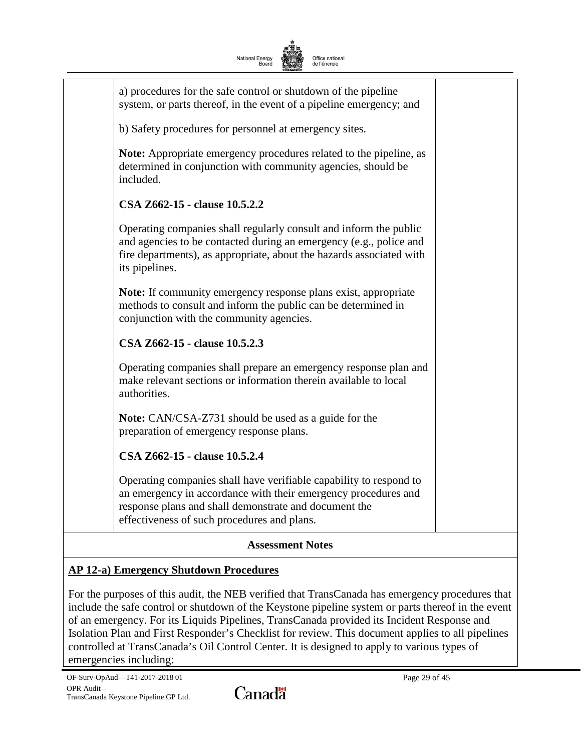| | a) procedures for the safe control or shutdown of the pipeline system, or parts thereof, in the event of a pipeline emergency; and<br><br>b) Safety procedures for personnel at emergency sites.<br><br>**Note:** Appropriate emergency procedures related to the pipeline, as determined in conjunction with community agencies, should be included.<br><br>**CSA Z662-15 - clause 10.5.2.2**<br><br>Operating companies shall regularly consult and inform the public and agencies to be contacted during an emergency (e.g., police and fire departments), as appropriate, about the hazards associated with its pipelines.<br><br>**Note:** If community emergency response plans exist, appropriate methods to consult and inform the public can be determined in conjunction with the community agencies.<br><br>**CSA Z662-15 - clause 10.5.2.3**<br><br>Operating companies shall prepare an emergency response plan and make relevant sections or information therein available to local authorities.<br><br>**Note:** CAN/CSA-Z731 should be used as a guide for the preparation of emergency response plans.<br><br>**CSA Z662-15 - clause 10.5.2.4**<br><br>Operating companies shall have verifiable capability to respond to an emergency in accordance with their emergency procedures and response plans and shall demonstrate and document the effectiveness of such procedures and plans. | |
|---|---|---|

**Assessment Notes**

**AP 12-a) Emergency Shutdown Procedures**

For the purposes of this audit, the NEB verified that TransCanada has emergency procedures that include the safe control or shutdown of the Keystone pipeline system or parts thereof in the event of an emergency. For its Liquids Pipelines, TransCanada provided its Incident Response and Isolation Plan and First Responder's Checklist for review. This document applies to all pipelines controlled at TransCanada's Oil Control Center. It is designed to apply to various types of emergencies including: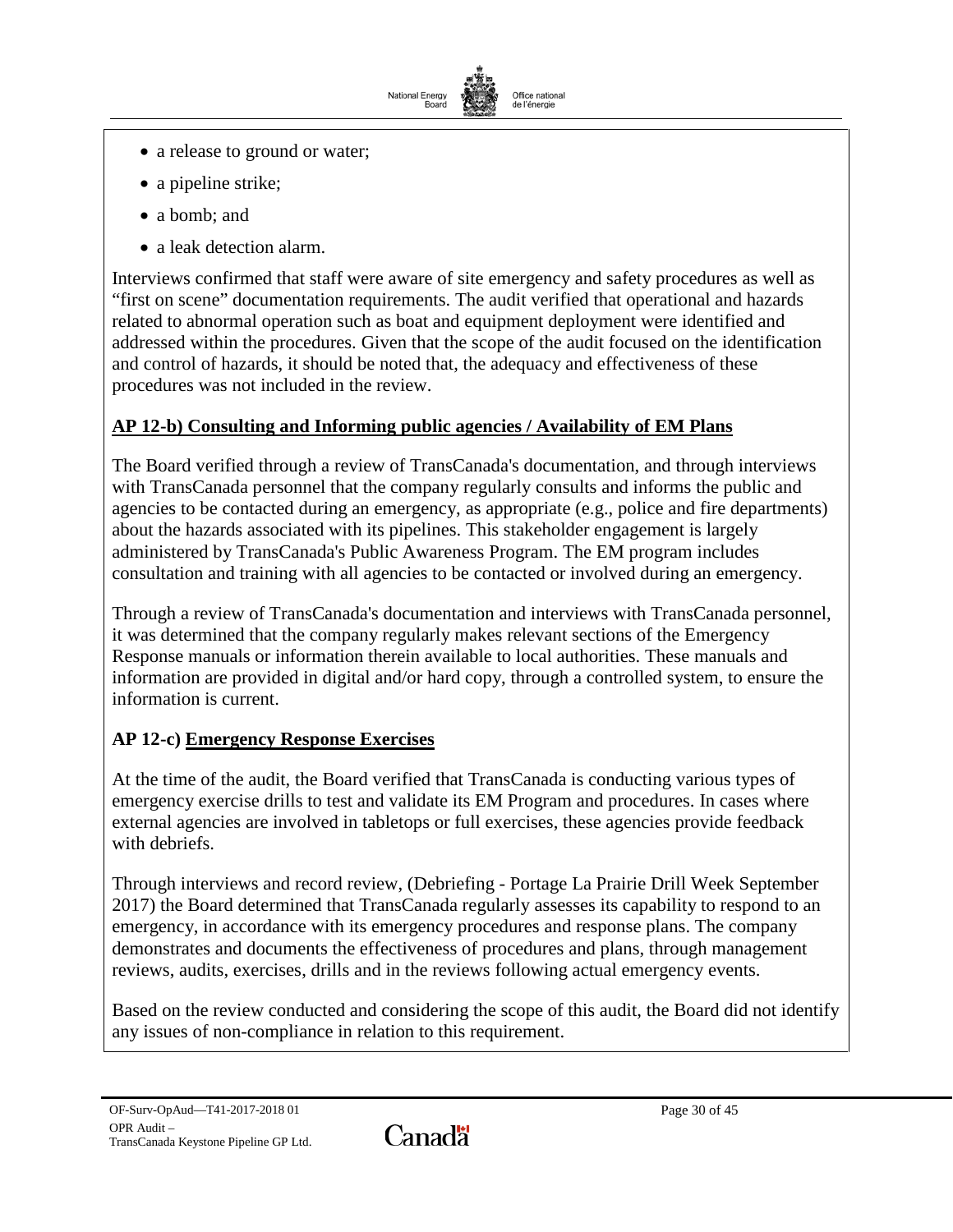- a release to ground or water;
- a pipeline strike;
- a bomb; and
- a leak detection alarm.

Interviews confirmed that staff were aware of site emergency and safety procedures as well as “first on scene” documentation requirements. The audit verified that operational and hazards related to abnormal operation such as boat and equipment deployment were identified and addressed within the procedures. Given that the scope of the audit focused on the identification and control of hazards, it should be noted that, the adequacy and effectiveness of these procedures was not included in the review.

**AP 12-b) Consulting and Informing public agencies / Availability of EM Plans**

The Board verified through a review of TransCanada's documentation, and through interviews with TransCanada personnel that the company regularly consults and informs the public and agencies to be contacted during an emergency, as appropriate (e.g., police and fire departments) about the hazards associated with its pipelines. This stakeholder engagement is largely administered by TransCanada's Public Awareness Program. The EM program includes consultation and training with all agencies to be contacted or involved during an emergency.

Through a review of TransCanada's documentation and interviews with TransCanada personnel, it was determined that the company regularly makes relevant sections of the Emergency Response manuals or information therein available to local authorities. These manuals and information are provided in digital and/or hard copy, through a controlled system, to ensure the information is current.

**AP 12-c) Emergency Response Exercises**

At the time of the audit, the Board verified that TransCanada is conducting various types of emergency exercise drills to test and validate its EM Program and procedures. In cases where external agencies are involved in tabletops or full exercises, these agencies provide feedback with debriefs.

Through interviews and record review, (Debriefing - Portage La Prairie Drill Week September 2017) the Board determined that TransCanada regularly assesses its capability to respond to an emergency, in accordance with its emergency procedures and response plans. The company demonstrates and documents the effectiveness of procedures and plans, through management reviews, audits, exercises, drills and in the reviews following actual emergency events.

Based on the review conducted and considering the scope of this audit, the Board did not identify any issues of non-compliance in relation to this requirement.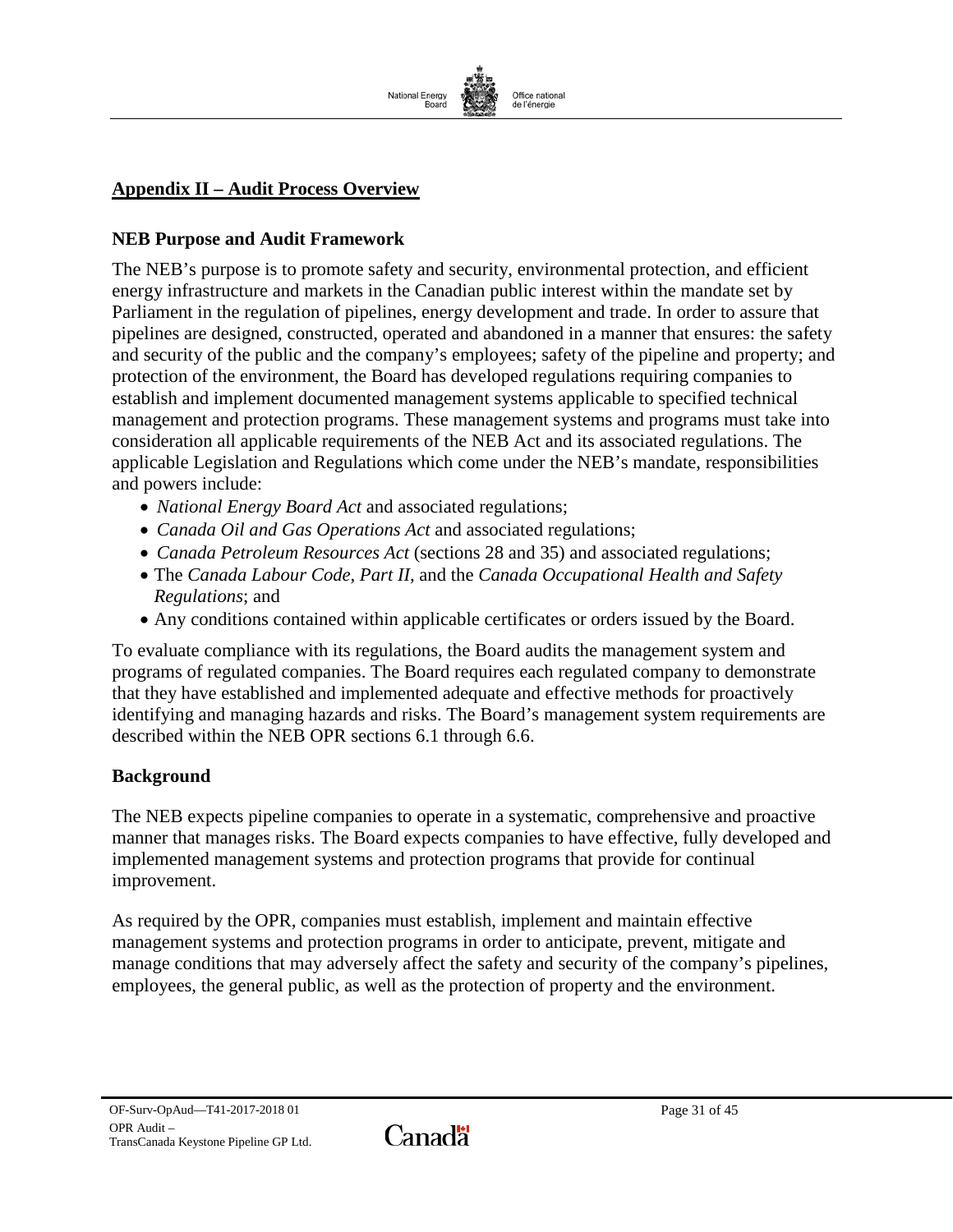## Appendix II – Audit Process Overview

### NEB Purpose and Audit Framework

The NEB's purpose is to promote safety and security, environmental protection, and efficient energy infrastructure and markets in the Canadian public interest within the mandate set by Parliament in the regulation of pipelines, energy development and trade. In order to assure that pipelines are designed, constructed, operated and abandoned in a manner that ensures: the safety and security of the public and the company's employees; safety of the pipeline and property; and protection of the environment, the Board has developed regulations requiring companies to establish and implement documented management systems applicable to specified technical management and protection programs. These management systems and programs must take into consideration all applicable requirements of the NEB Act and its associated regulations. The applicable Legislation and Regulations which come under the NEB's mandate, responsibilities and powers include:

- *National Energy Board Act* and associated regulations;
- *Canada Oil and Gas Operations Act* and associated regulations;
- *Canada Petroleum Resources Act* (sections 28 and 35) and associated regulations;
- The *Canada Labour Code, Part II*, and the *Canada Occupational Health and Safety Regulations*; and
- Any conditions contained within applicable certificates or orders issued by the Board.

To evaluate compliance with its regulations, the Board audits the management system and programs of regulated companies. The Board requires each regulated company to demonstrate that they have established and implemented adequate and effective methods for proactively identifying and managing hazards and risks. The Board's management system requirements are described within the NEB OPR sections 6.1 through 6.6.

### Background

The NEB expects pipeline companies to operate in a systematic, comprehensive and proactive manner that manages risks. The Board expects companies to have effective, fully developed and implemented management systems and protection programs that provide for continual improvement.

As required by the OPR, companies must establish, implement and maintain effective management systems and protection programs in order to anticipate, prevent, mitigate and manage conditions that may adversely affect the safety and security of the company's pipelines, employees, the general public, as well as the protection of property and the environment.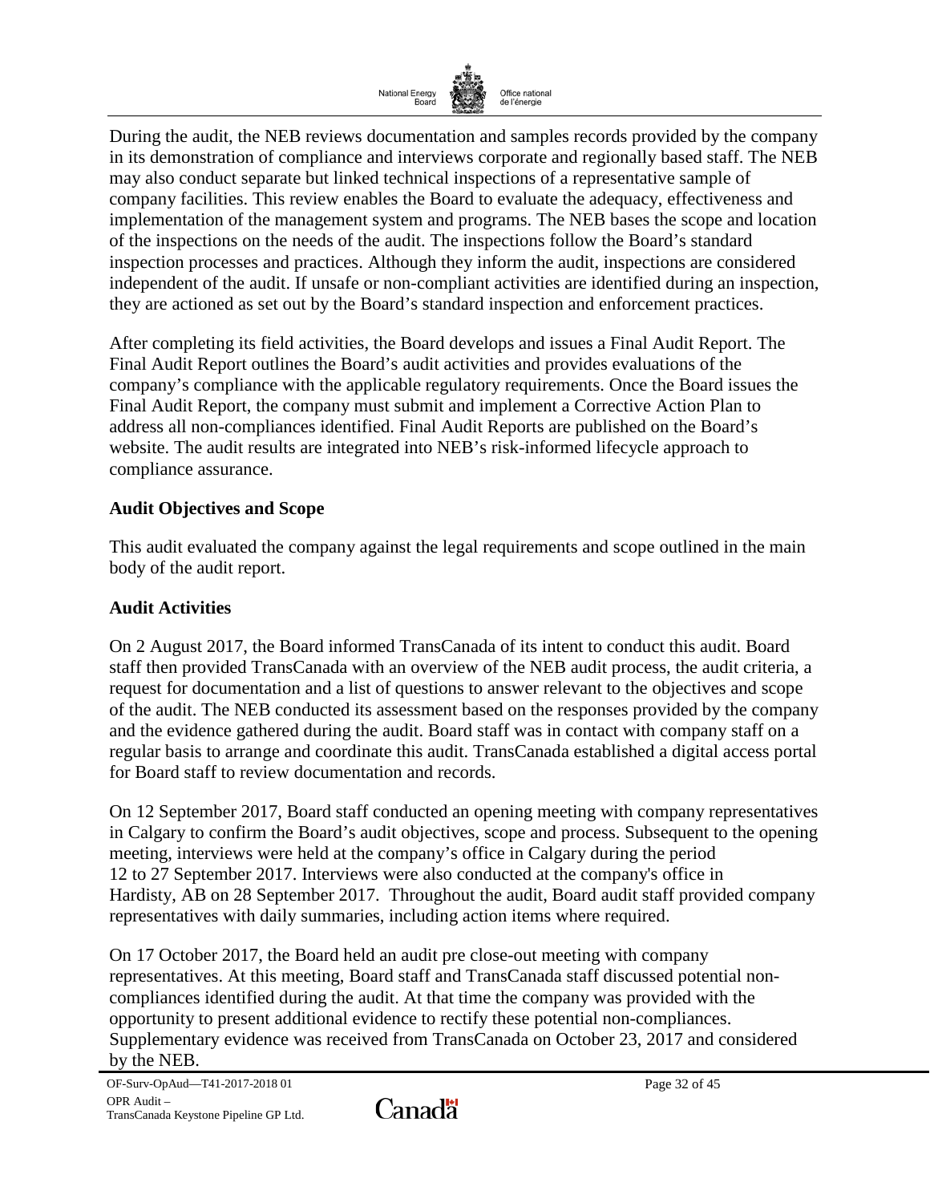During the audit, the NEB reviews documentation and samples records provided by the company in its demonstration of compliance and interviews corporate and regionally based staff. The NEB may also conduct separate but linked technical inspections of a representative sample of company facilities. This review enables the Board to evaluate the adequacy, effectiveness and implementation of the management system and programs. The NEB bases the scope and location of the inspections on the needs of the audit. The inspections follow the Board's standard inspection processes and practices. Although they inform the audit, inspections are considered independent of the audit. If unsafe or non-compliant activities are identified during an inspection, they are actioned as set out by the Board's standard inspection and enforcement practices.

After completing its field activities, the Board develops and issues a Final Audit Report. The Final Audit Report outlines the Board's audit activities and provides evaluations of the company's compliance with the applicable regulatory requirements. Once the Board issues the Final Audit Report, the company must submit and implement a Corrective Action Plan to address all non-compliances identified. Final Audit Reports are published on the Board's website. The audit results are integrated into NEB's risk-informed lifecycle approach to compliance assurance.

**Audit Objectives and Scope**

This audit evaluated the company against the legal requirements and scope outlined in the main body of the audit report.

**Audit Activities**

On 2 August 2017, the Board informed TransCanada of its intent to conduct this audit. Board staff then provided TransCanada with an overview of the NEB audit process, the audit criteria, a request for documentation and a list of questions to answer relevant to the objectives and scope of the audit. The NEB conducted its assessment based on the responses provided by the company and the evidence gathered during the audit. Board staff was in contact with company staff on a regular basis to arrange and coordinate this audit. TransCanada established a digital access portal for Board staff to review documentation and records.

On 12 September 2017, Board staff conducted an opening meeting with company representatives in Calgary to confirm the Board's audit objectives, scope and process. Subsequent to the opening meeting, interviews were held at the company's office in Calgary during the period 12 to 27 September 2017. Interviews were also conducted at the company's office in Hardisty, AB on 28 September 2017. Throughout the audit, Board audit staff provided company representatives with daily summaries, including action items where required.

On 17 October 2017, the Board held an audit pre close-out meeting with company representatives. At this meeting, Board staff and TransCanada staff discussed potential non-compliances identified during the audit. At that time the company was provided with the opportunity to present additional evidence to rectify these potential non-compliances. Supplementary evidence was received from TransCanada on October 23, 2017 and considered by the NEB.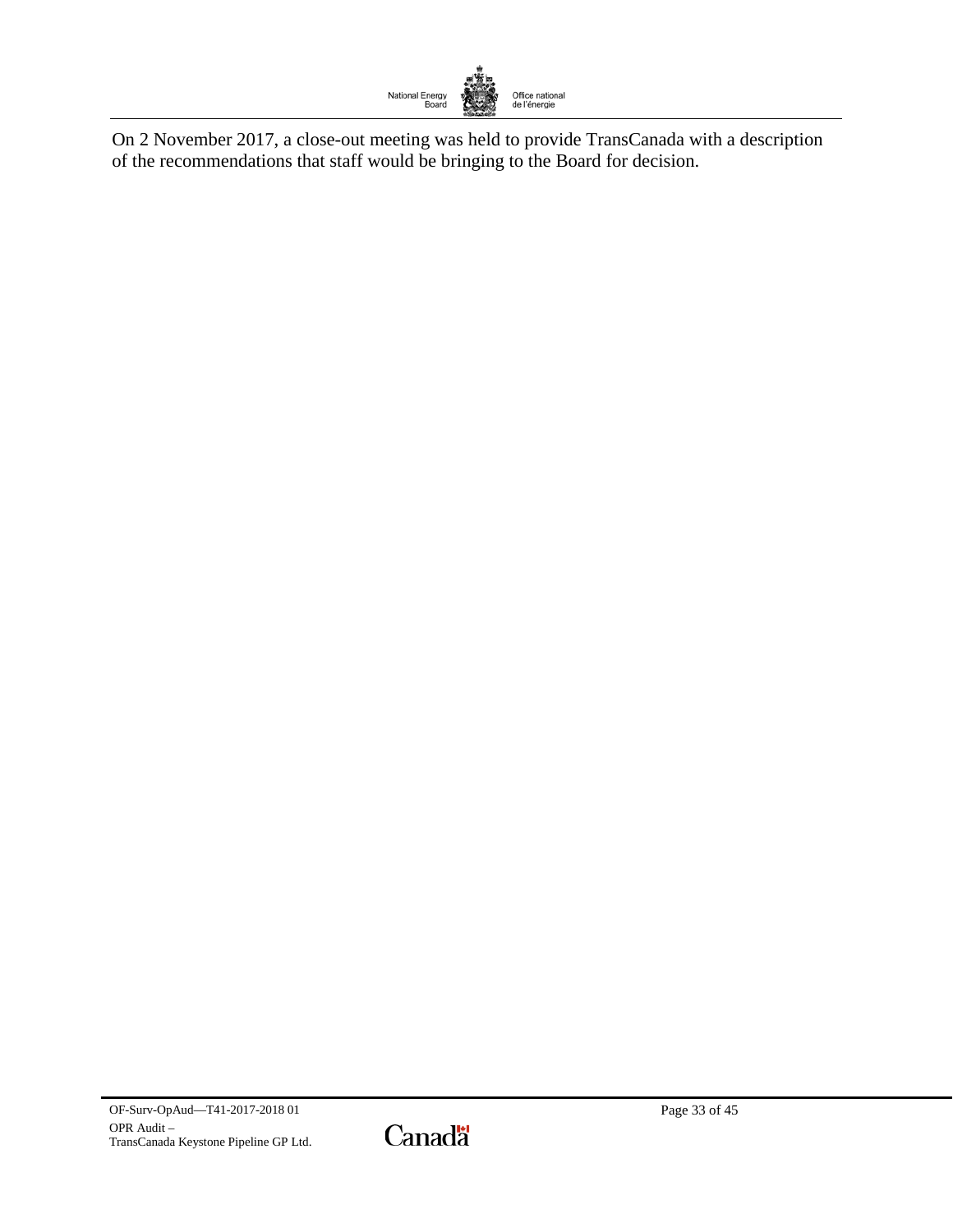On 2 November 2017, a close-out meeting was held to provide TransCanada with a description of the recommendations that staff would be bringing to the Board for decision.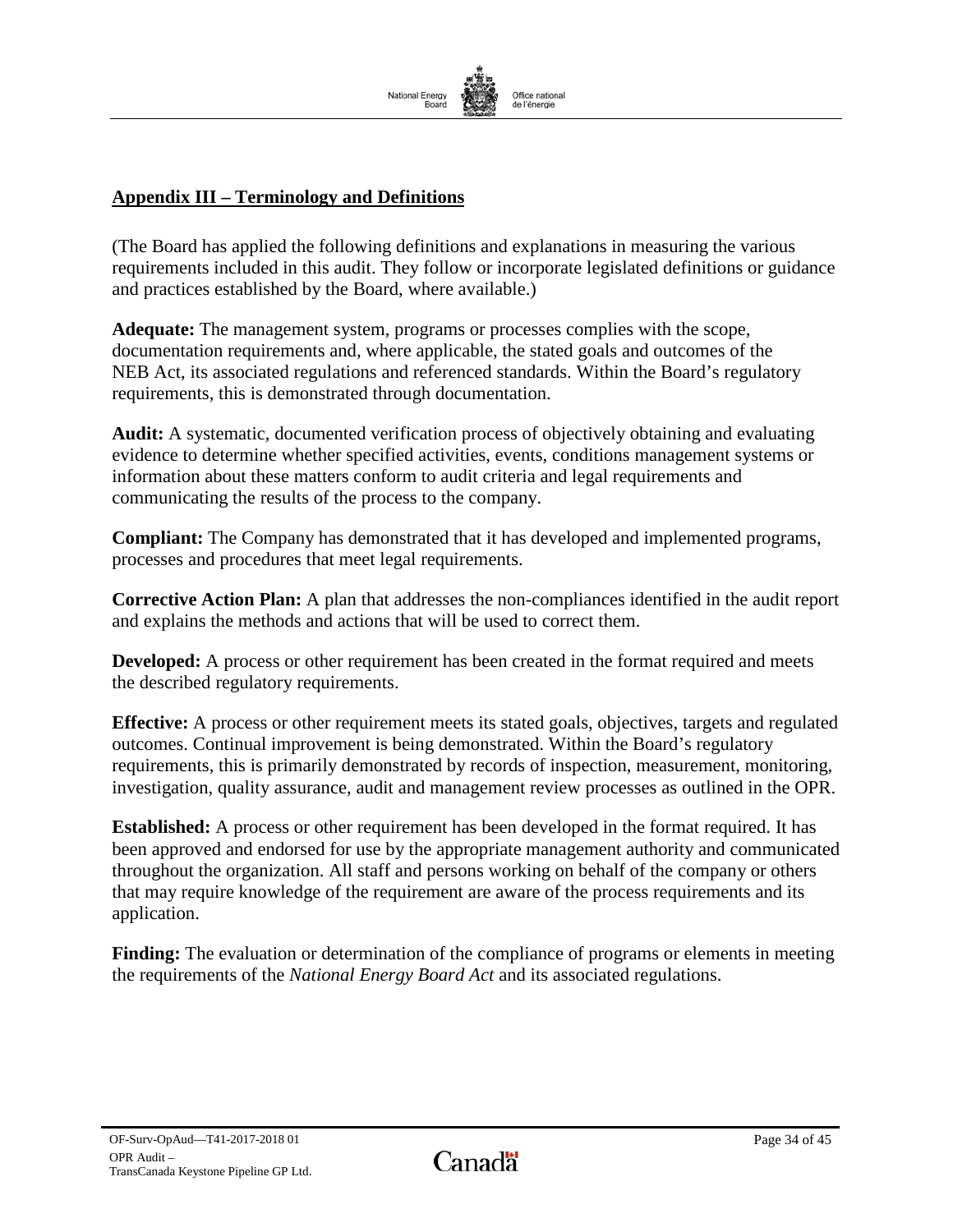## Appendix III – Terminology and Definitions

(The Board has applied the following definitions and explanations in measuring the various requirements included in this audit. They follow or incorporate legislated definitions or guidance and practices established by the Board, where available.)

**Adequate:** The management system, programs or processes complies with the scope, documentation requirements and, where applicable, the stated goals and outcomes of the NEB Act, its associated regulations and referenced standards. Within the Board's regulatory requirements, this is demonstrated through documentation.

**Audit:** A systematic, documented verification process of objectively obtaining and evaluating evidence to determine whether specified activities, events, conditions management systems or information about these matters conform to audit criteria and legal requirements and communicating the results of the process to the company.

**Compliant:** The Company has demonstrated that it has developed and implemented programs, processes and procedures that meet legal requirements.

**Corrective Action Plan:** A plan that addresses the non-compliances identified in the audit report and explains the methods and actions that will be used to correct them.

**Developed:** A process or other requirement has been created in the format required and meets the described regulatory requirements.

**Effective:** A process or other requirement meets its stated goals, objectives, targets and regulated outcomes. Continual improvement is being demonstrated. Within the Board's regulatory requirements, this is primarily demonstrated by records of inspection, measurement, monitoring, investigation, quality assurance, audit and management review processes as outlined in the OPR.

**Established:** A process or other requirement has been developed in the format required. It has been approved and endorsed for use by the appropriate management authority and communicated throughout the organization. All staff and persons working on behalf of the company or others that may require knowledge of the requirement are aware of the process requirements and its application.

**Finding:** The evaluation or determination of the compliance of programs or elements in meeting the requirements of the *National Energy Board Act* and its associated regulations.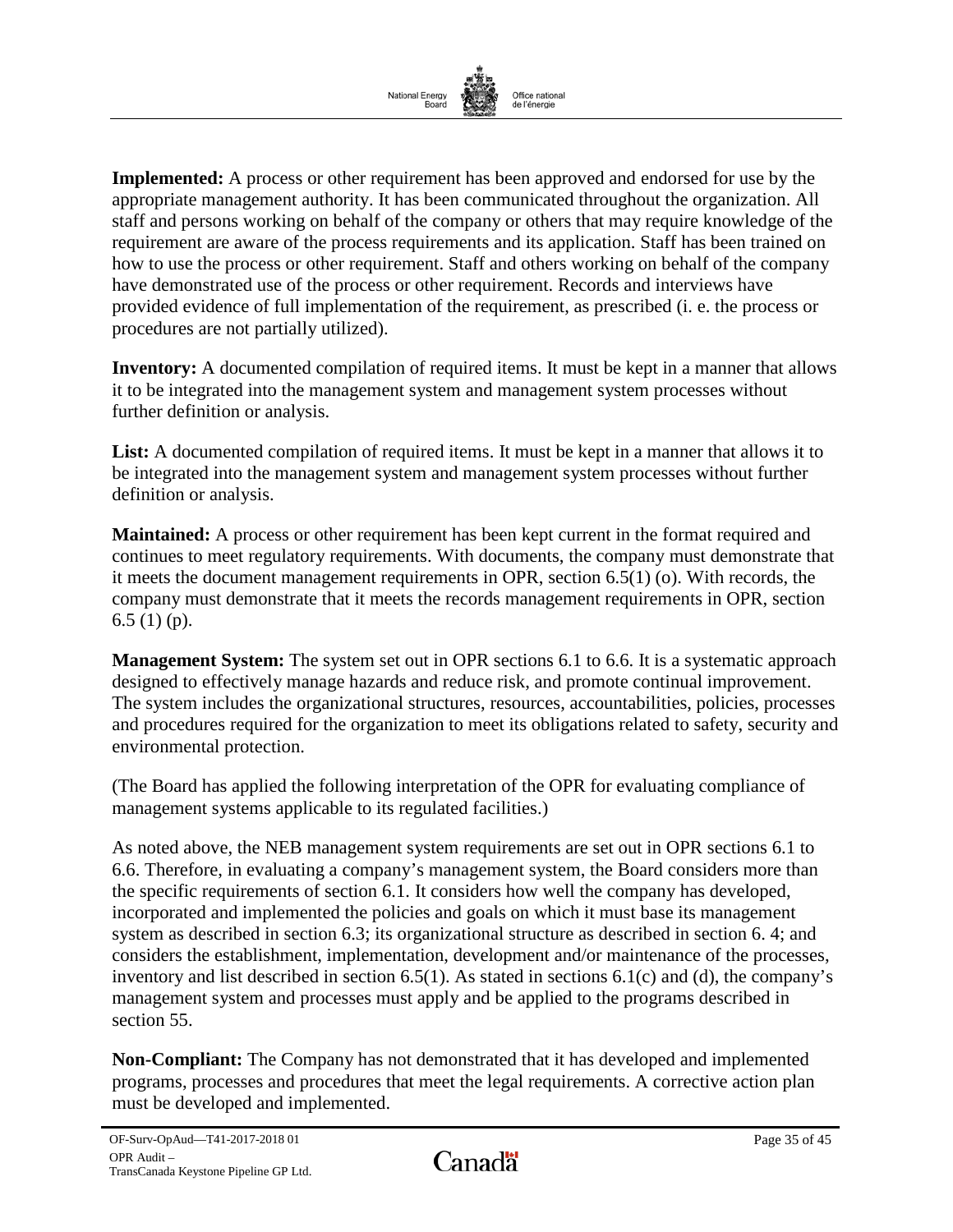**Implemented:** A process or other requirement has been approved and endorsed for use by the appropriate management authority. It has been communicated throughout the organization. All staff and persons working on behalf of the company or others that may require knowledge of the requirement are aware of the process requirements and its application. Staff has been trained on how to use the process or other requirement. Staff and others working on behalf of the company have demonstrated use of the process or other requirement. Records and interviews have provided evidence of full implementation of the requirement, as prescribed (i. e. the process or procedures are not partially utilized).

**Inventory:** A documented compilation of required items. It must be kept in a manner that allows it to be integrated into the management system and management system processes without further definition or analysis.

**List:** A documented compilation of required items. It must be kept in a manner that allows it to be integrated into the management system and management system processes without further definition or analysis.

**Maintained:** A process or other requirement has been kept current in the format required and continues to meet regulatory requirements. With documents, the company must demonstrate that it meets the document management requirements in OPR, section 6.5(1) (o). With records, the company must demonstrate that it meets the records management requirements in OPR, section 6.5 (1) (p).

**Management System:** The system set out in OPR sections 6.1 to 6.6. It is a systematic approach designed to effectively manage hazards and reduce risk, and promote continual improvement. The system includes the organizational structures, resources, accountabilities, policies, processes and procedures required for the organization to meet its obligations related to safety, security and environmental protection.

(The Board has applied the following interpretation of the OPR for evaluating compliance of management systems applicable to its regulated facilities.)

As noted above, the NEB management system requirements are set out in OPR sections 6.1 to 6.6. Therefore, in evaluating a company's management system, the Board considers more than the specific requirements of section 6.1. It considers how well the company has developed, incorporated and implemented the policies and goals on which it must base its management system as described in section 6.3; its organizational structure as described in section 6. 4; and considers the establishment, implementation, development and/or maintenance of the processes, inventory and list described in section 6.5(1). As stated in sections 6.1(c) and (d), the company's management system and processes must apply and be applied to the programs described in section 55.

**Non-Compliant:** The Company has not demonstrated that it has developed and implemented programs, processes and procedures that meet the legal requirements. A corrective action plan must be developed and implemented.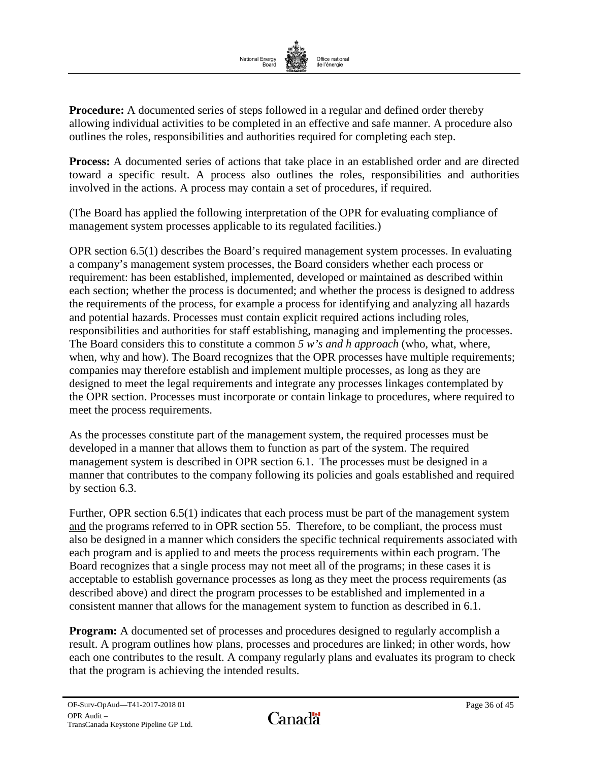**Procedure:** A documented series of steps followed in a regular and defined order thereby allowing individual activities to be completed in an effective and safe manner. A procedure also outlines the roles, responsibilities and authorities required for completing each step.

**Process:** A documented series of actions that take place in an established order and are directed toward a specific result. A process also outlines the roles, responsibilities and authorities involved in the actions. A process may contain a set of procedures, if required.

(The Board has applied the following interpretation of the OPR for evaluating compliance of management system processes applicable to its regulated facilities.)

OPR section 6.5(1) describes the Board's required management system processes. In evaluating a company's management system processes, the Board considers whether each process or requirement: has been established, implemented, developed or maintained as described within each section; whether the process is documented; and whether the process is designed to address the requirements of the process, for example a process for identifying and analyzing all hazards and potential hazards. Processes must contain explicit required actions including roles, responsibilities and authorities for staff establishing, managing and implementing the processes. The Board considers this to constitute a common *5 w's and h approach* (who, what, where, when, why and how). The Board recognizes that the OPR processes have multiple requirements; companies may therefore establish and implement multiple processes, as long as they are designed to meet the legal requirements and integrate any processes linkages contemplated by the OPR section. Processes must incorporate or contain linkage to procedures, where required to meet the process requirements.

As the processes constitute part of the management system, the required processes must be developed in a manner that allows them to function as part of the system. The required management system is described in OPR section 6.1. The processes must be designed in a manner that contributes to the company following its policies and goals established and required by section 6.3.

Further, OPR section 6.5(1) indicates that each process must be part of the management system <u>and</u> the programs referred to in OPR section 55. Therefore, to be compliant, the process must also be designed in a manner which considers the specific technical requirements associated with each program and is applied to and meets the process requirements within each program. The Board recognizes that a single process may not meet all of the programs; in these cases it is acceptable to establish governance processes as long as they meet the process requirements (as described above) and direct the program processes to be established and implemented in a consistent manner that allows for the management system to function as described in 6.1.

**Program:** A documented set of processes and procedures designed to regularly accomplish a result. A program outlines how plans, processes and procedures are linked; in other words, how each one contributes to the result. A company regularly plans and evaluates its program to check that the program is achieving the intended results.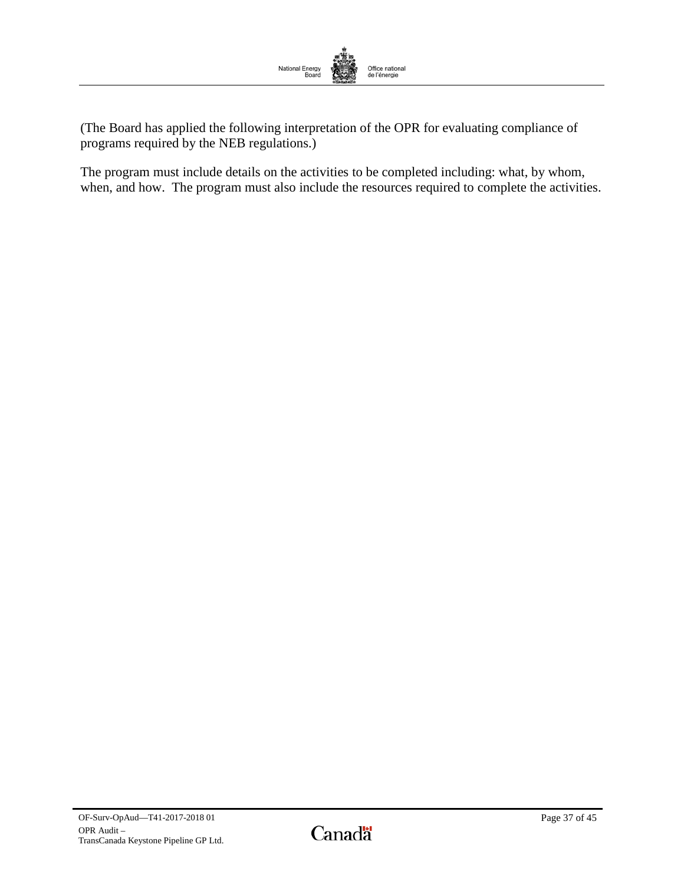(The Board has applied the following interpretation of the OPR for evaluating compliance of programs required by the NEB regulations.)

The program must include details on the activities to be completed including: what, by whom, when, and how.  The program must also include the resources required to complete the activities.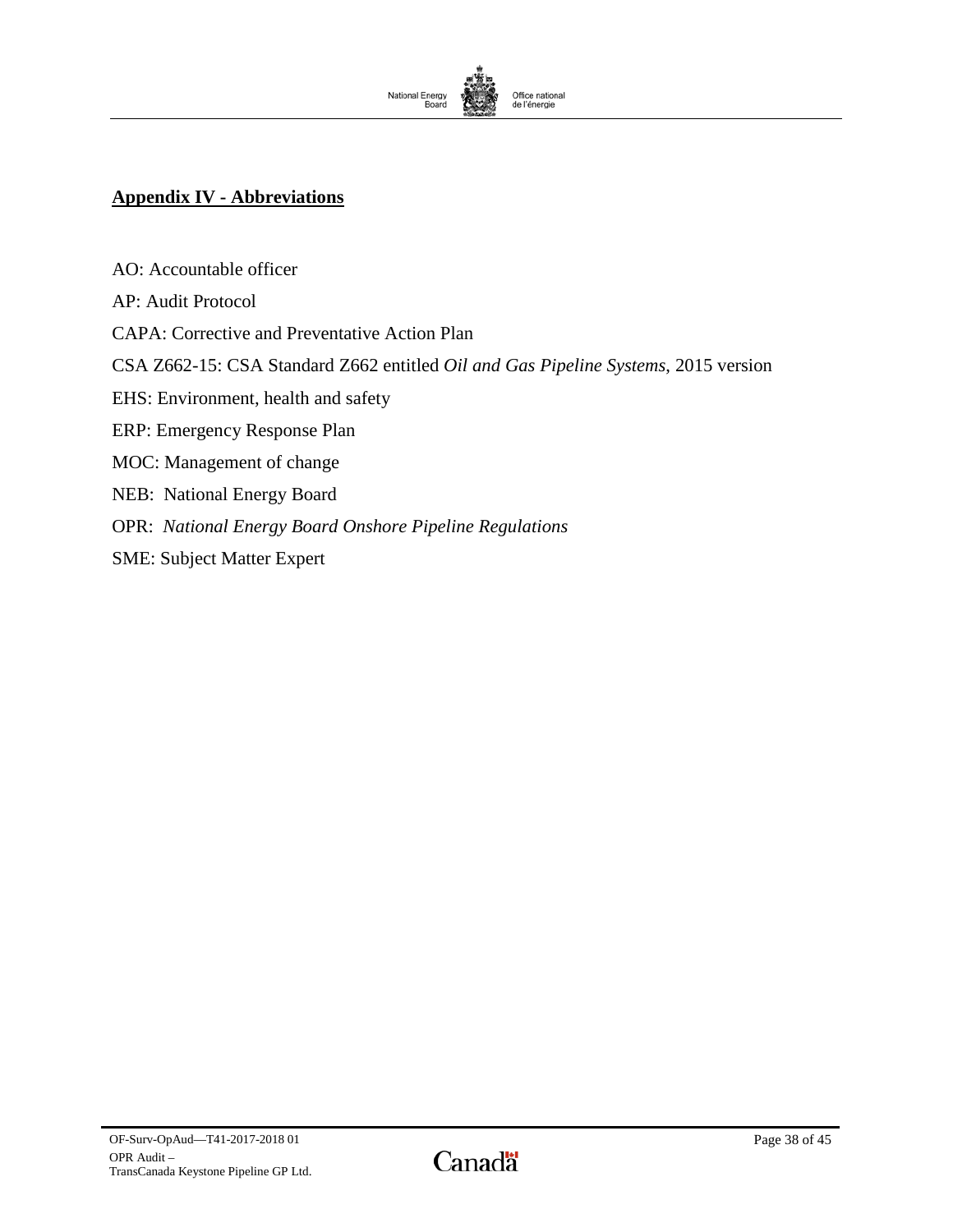## Appendix IV - Abbreviations

AO: Accountable officer

AP: Audit Protocol

CAPA: Corrective and Preventative Action Plan

CSA Z662-15: CSA Standard Z662 entitled *Oil and Gas Pipeline Systems*, 2015 version

EHS: Environment, health and safety

ERP: Emergency Response Plan

MOC: Management of change

NEB: National Energy Board

OPR: *National Energy Board Onshore Pipeline Regulations*

SME: Subject Matter Expert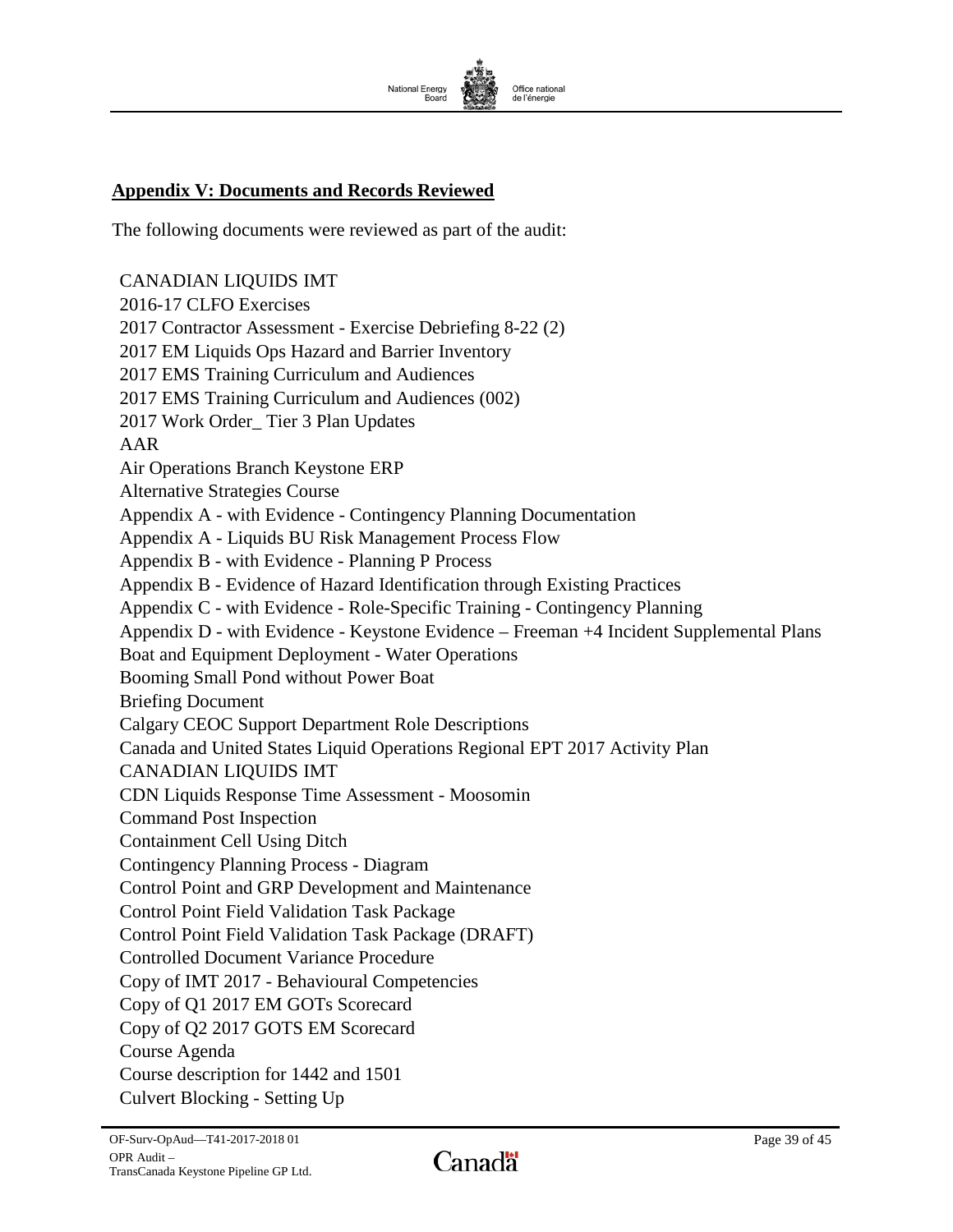## Appendix V: Documents and Records Reviewed

The following documents were reviewed as part of the audit:

CANADIAN LIQUIDS IMT
2016-17 CLFO Exercises
2017 Contractor Assessment - Exercise Debriefing 8-22 (2)
2017 EM Liquids Ops Hazard and Barrier Inventory
2017 EMS Training Curriculum and Audiences
2017 EMS Training Curriculum and Audiences (002)
2017 Work Order_ Tier 3 Plan Updates
AAR
Air Operations Branch Keystone ERP
Alternative Strategies Course
Appendix A - with Evidence - Contingency Planning Documentation
Appendix A - Liquids BU Risk Management Process Flow
Appendix B - with Evidence - Planning P Process
Appendix B - Evidence of Hazard Identification through Existing Practices
Appendix C - with Evidence - Role-Specific Training - Contingency Planning
Appendix D - with Evidence - Keystone Evidence – Freeman +4 Incident Supplemental Plans
Boat and Equipment Deployment - Water Operations
Booming Small Pond without Power Boat
Briefing Document
Calgary CEOC Support Department Role Descriptions
Canada and United States Liquid Operations Regional EPT 2017 Activity Plan
CANADIAN LIQUIDS IMT
CDN Liquids Response Time Assessment - Moosomin
Command Post Inspection
Containment Cell Using Ditch
Contingency Planning Process - Diagram
Control Point and GRP Development and Maintenance
Control Point Field Validation Task Package
Control Point Field Validation Task Package (DRAFT)
Controlled Document Variance Procedure
Copy of IMT 2017 - Behavioural Competencies
Copy of Q1 2017 EM GOTs Scorecard
Copy of Q2 2017 GOTS EM Scorecard
Course Agenda
Course description for 1442 and 1501
Culvert Blocking - Setting Up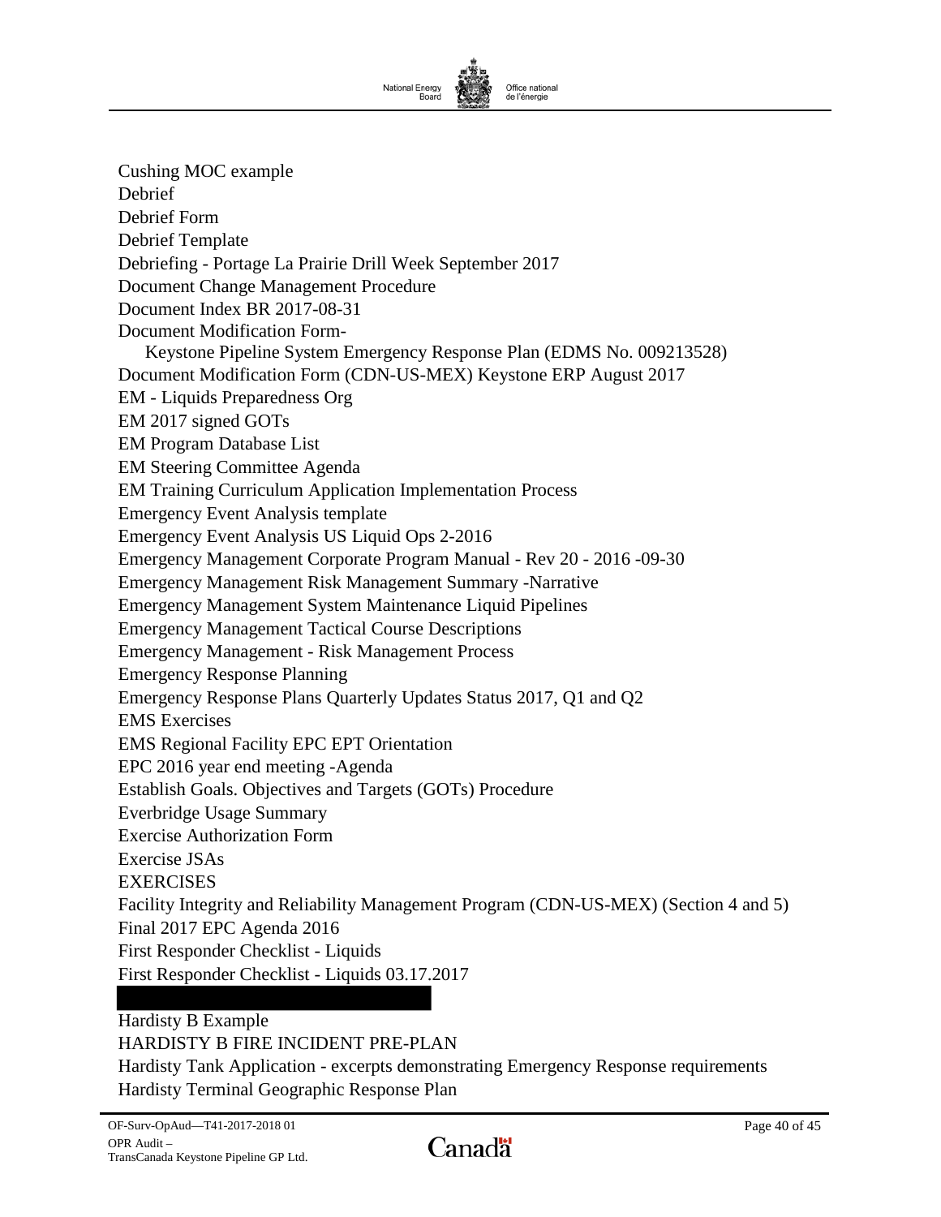Cushing MOC example
Debrief
Debrief Form
Debrief Template
Debriefing - Portage La Prairie Drill Week September 2017
Document Change Management Procedure
Document Index BR 2017-08-31
Document Modification Form-
  Keystone Pipeline System Emergency Response Plan (EDMS No. 009213528)
Document Modification Form (CDN-US-MEX) Keystone ERP August 2017
EM - Liquids Preparedness Org
EM 2017 signed GOTs
EM Program Database List
EM Steering Committee Agenda
EM Training Curriculum Application Implementation Process
Emergency Event Analysis template
Emergency Event Analysis US Liquid Ops 2-2016
Emergency Management Corporate Program Manual - Rev 20 - 2016 -09-30
Emergency Management Risk Management Summary -Narrative
Emergency Management System Maintenance Liquid Pipelines
Emergency Management Tactical Course Descriptions
Emergency Management - Risk Management Process
Emergency Response Planning
Emergency Response Plans Quarterly Updates Status 2017, Q1 and Q2
EMS Exercises
EMS Regional Facility EPC EPT Orientation
EPC 2016 year end meeting -Agenda
Establish Goals. Objectives and Targets (GOTs) Procedure
Everbridge Usage Summary
Exercise Authorization Form
Exercise JSAs
EXERCISES
Facility Integrity and Reliability Management Program (CDN-US-MEX) (Section 4 and 5)
Final 2017 EPC Agenda 2016
First Responder Checklist - Liquids
First Responder Checklist - Liquids 03.17.2017

Hardisty B Example
HARDISTY B FIRE INCIDENT PRE-PLAN
Hardisty Tank Application - excerpts demonstrating Emergency Response requirements
Hardisty Terminal Geographic Response Plan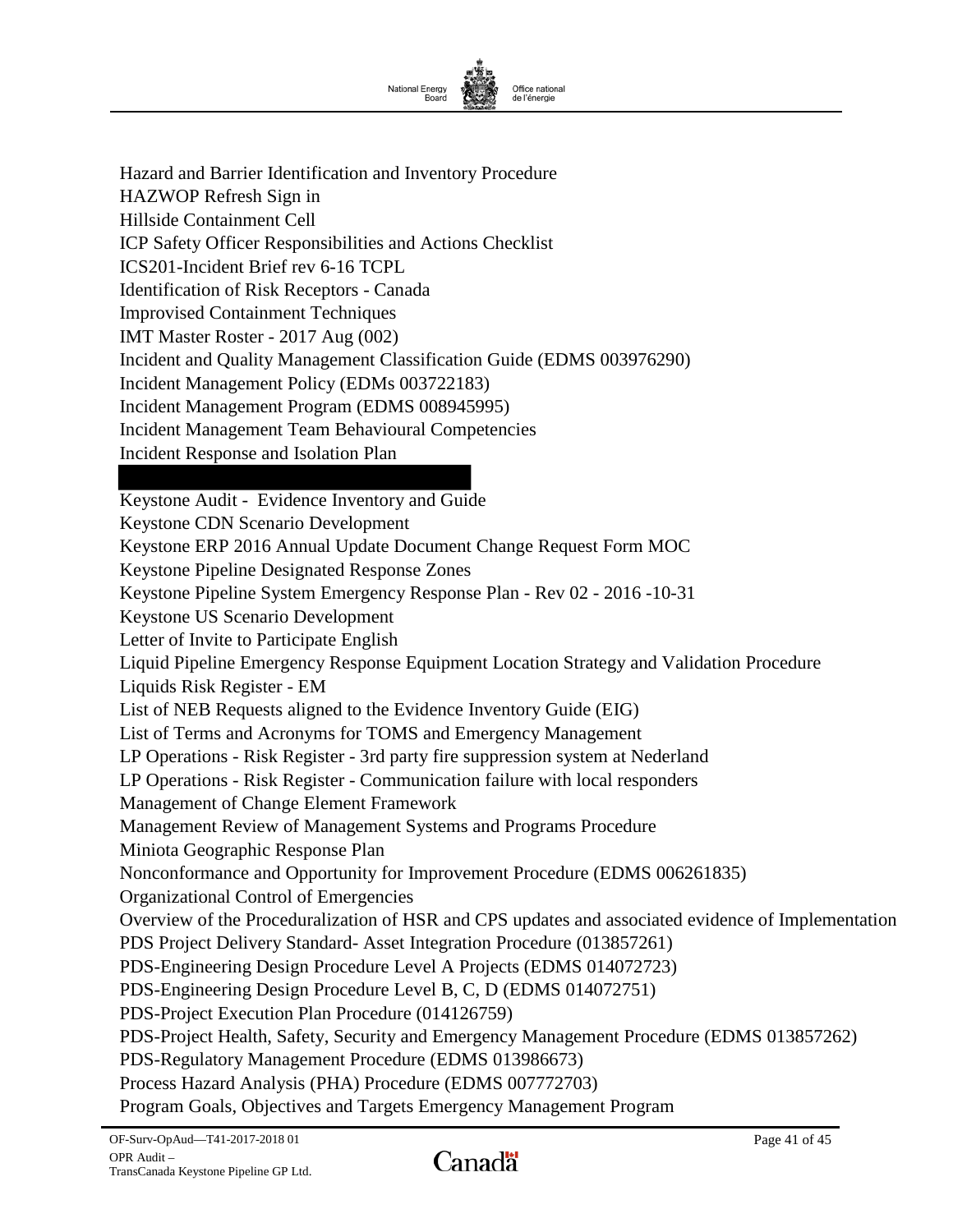Hazard and Barrier Identification and Inventory Procedure

HAZWOP Refresh Sign in

Hillside Containment Cell

ICP Safety Officer Responsibilities and Actions Checklist

ICS201-Incident Brief rev 6-16 TCPL

Identification of Risk Receptors - Canada

Improvised Containment Techniques

IMT Master Roster - 2017 Aug (002)

Incident and Quality Management Classification Guide (EDMS 003976290)

Incident Management Policy (EDMs 003722183)

Incident Management Program (EDMS 008945995)

Incident Management Team Behavioural Competencies

Incident Response and Isolation Plan

Keystone Audit - Evidence Inventory and Guide

Keystone CDN Scenario Development

Keystone ERP 2016 Annual Update Document Change Request Form MOC

Keystone Pipeline Designated Response Zones

Keystone Pipeline System Emergency Response Plan - Rev 02 - 2016 -10-31

Keystone US Scenario Development

Letter of Invite to Participate English

Liquid Pipeline Emergency Response Equipment Location Strategy and Validation Procedure

Liquids Risk Register - EM

List of NEB Requests aligned to the Evidence Inventory Guide (EIG)

List of Terms and Acronyms for TOMS and Emergency Management

LP Operations - Risk Register - 3rd party fire suppression system at Nederland

LP Operations - Risk Register - Communication failure with local responders

Management of Change Element Framework

Management Review of Management Systems and Programs Procedure

Miniota Geographic Response Plan

Nonconformance and Opportunity for Improvement Procedure (EDMS 006261835)

Organizational Control of Emergencies

Overview of the Proceduralization of HSR and CPS updates and associated evidence of Implementation

PDS Project Delivery Standard- Asset Integration Procedure (013857261)

PDS-Engineering Design Procedure Level A Projects (EDMS 014072723)

PDS-Engineering Design Procedure Level B, C, D (EDMS 014072751)

PDS-Project Execution Plan Procedure (014126759)

PDS-Project Health, Safety, Security and Emergency Management Procedure (EDMS 013857262)

PDS-Regulatory Management Procedure (EDMS 013986673)

Process Hazard Analysis (PHA) Procedure (EDMS 007772703)

Program Goals, Objectives and Targets Emergency Management Program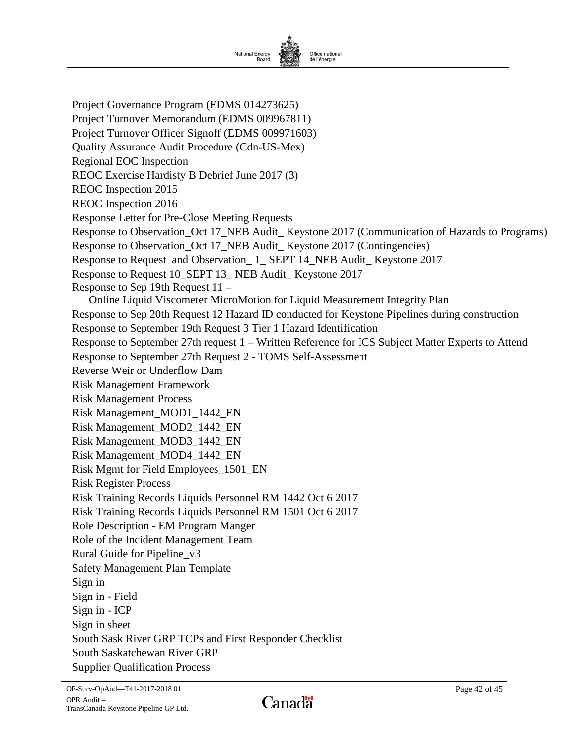Project Governance Program (EDMS 014273625)

Project Turnover Memorandum (EDMS 009967811)

Project Turnover Officer Signoff (EDMS 009971603)

Quality Assurance Audit Procedure (Cdn-US-Mex)

Regional EOC Inspection

REOC Exercise Hardisty B Debrief June 2017 (3)

REOC Inspection 2015

REOC Inspection 2016

Response Letter for Pre-Close Meeting Requests

Response to Observation_Oct 17_NEB Audit_ Keystone 2017 (Communication of Hazards to Programs)

Response to Observation_Oct 17_NEB Audit_ Keystone 2017 (Contingencies)

Response to Request and Observation_ 1_ SEPT 14_NEB Audit_ Keystone 2017

Response to Request 10_SEPT 13_ NEB Audit_ Keystone 2017

Response to Sep 19th Request 11 –
Online Liquid Viscometer MicroMotion for Liquid Measurement Integrity Plan

Response to Sep 20th Request 12 Hazard ID conducted for Keystone Pipelines during construction

Response to September 19th Request 3 Tier 1 Hazard Identification

Response to September 27th request 1 – Written Reference for ICS Subject Matter Experts to Attend

Response to September 27th Request 2 - TOMS Self-Assessment

Reverse Weir or Underflow Dam

Risk Management Framework

Risk Management Process

Risk Management_MOD1_1442_EN

Risk Management_MOD2_1442_EN

Risk Management_MOD3_1442_EN

Risk Management_MOD4_1442_EN

Risk Mgmt for Field Employees_1501_EN

Risk Register Process

Risk Training Records Liquids Personnel RM 1442 Oct 6 2017

Risk Training Records Liquids Personnel RM 1501 Oct 6 2017

Role Description - EM Program Manger

Role of the Incident Management Team

Rural Guide for Pipeline_v3

Safety Management Plan Template

Sign in

Sign in - Field

Sign in - ICP

Sign in sheet

South Sask River GRP TCPs and First Responder Checklist

South Saskatchewan River GRP

Supplier Qualification Process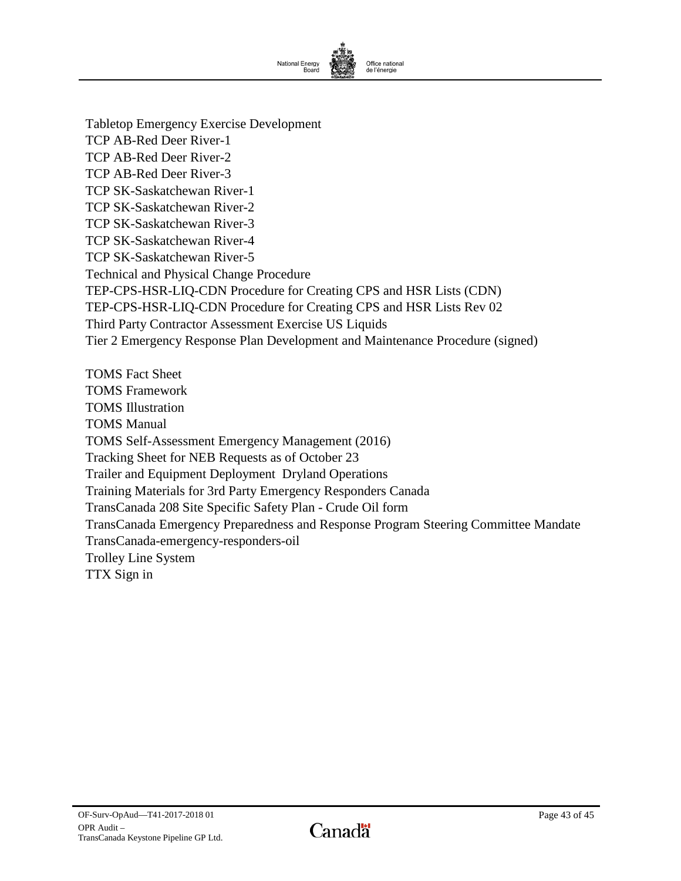Tabletop Emergency Exercise Development
TCP AB-Red Deer River-1
TCP AB-Red Deer River-2
TCP AB-Red Deer River-3
TCP SK-Saskatchewan River-1
TCP SK-Saskatchewan River-2
TCP SK-Saskatchewan River-3
TCP SK-Saskatchewan River-4
TCP SK-Saskatchewan River-5
Technical and Physical Change Procedure
TEP-CPS-HSR-LIQ-CDN Procedure for Creating CPS and HSR Lists (CDN)
TEP-CPS-HSR-LIQ-CDN Procedure for Creating CPS and HSR Lists Rev 02
Third Party Contractor Assessment Exercise US Liquids
Tier 2 Emergency Response Plan Development and Maintenance Procedure (signed)

TOMS Fact Sheet
TOMS Framework
TOMS Illustration
TOMS Manual
TOMS Self-Assessment Emergency Management (2016)
Tracking Sheet for NEB Requests as of October 23
Trailer and Equipment Deployment Dryland Operations
Training Materials for 3rd Party Emergency Responders Canada
TransCanada 208 Site Specific Safety Plan - Crude Oil form
TransCanada Emergency Preparedness and Response Program Steering Committee Mandate
TransCanada-emergency-responders-oil
Trolley Line System
TTX Sign in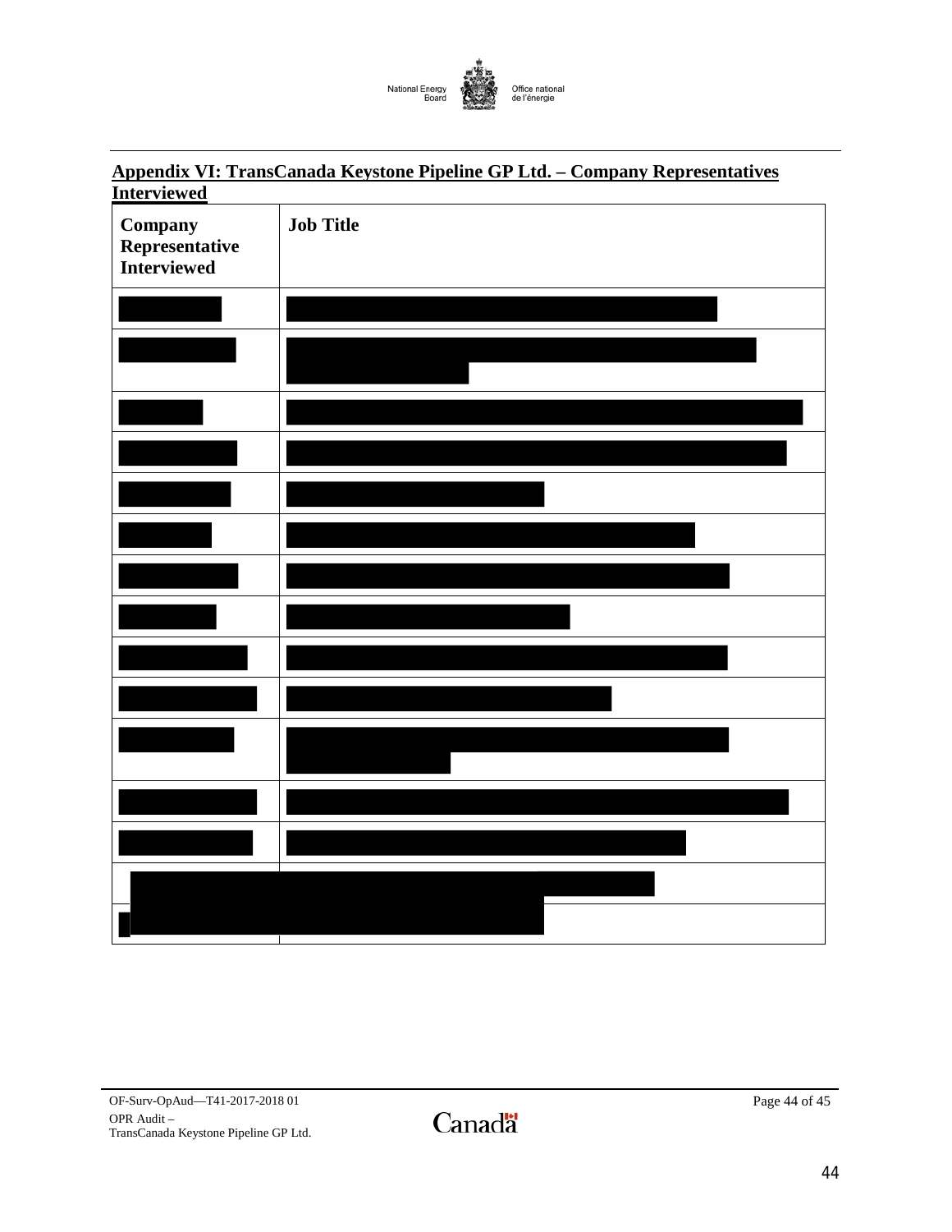## Appendix VI: TransCanada Keystone Pipeline GP Ltd. – Company Representatives Interviewed

| Company Representative Interviewed | Job Title |
|---|---|
| | |
| | |
| | |
| | |
| | |
| | |
| | |
| | |
| | |
| | |
| | |
| | |
| | |
| | |
| | |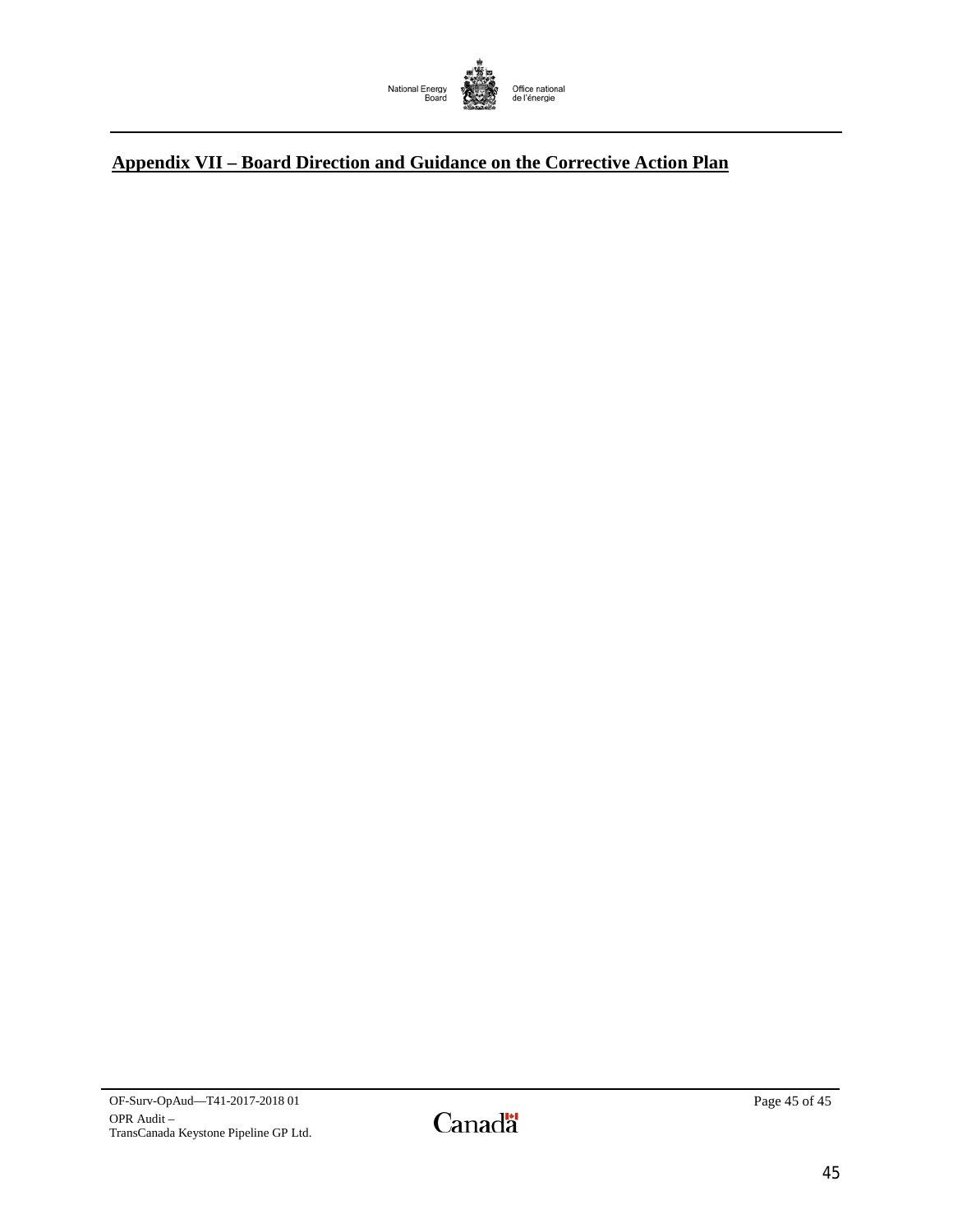## Appendix VII – Board Direction and Guidance on the Corrective Action Plan